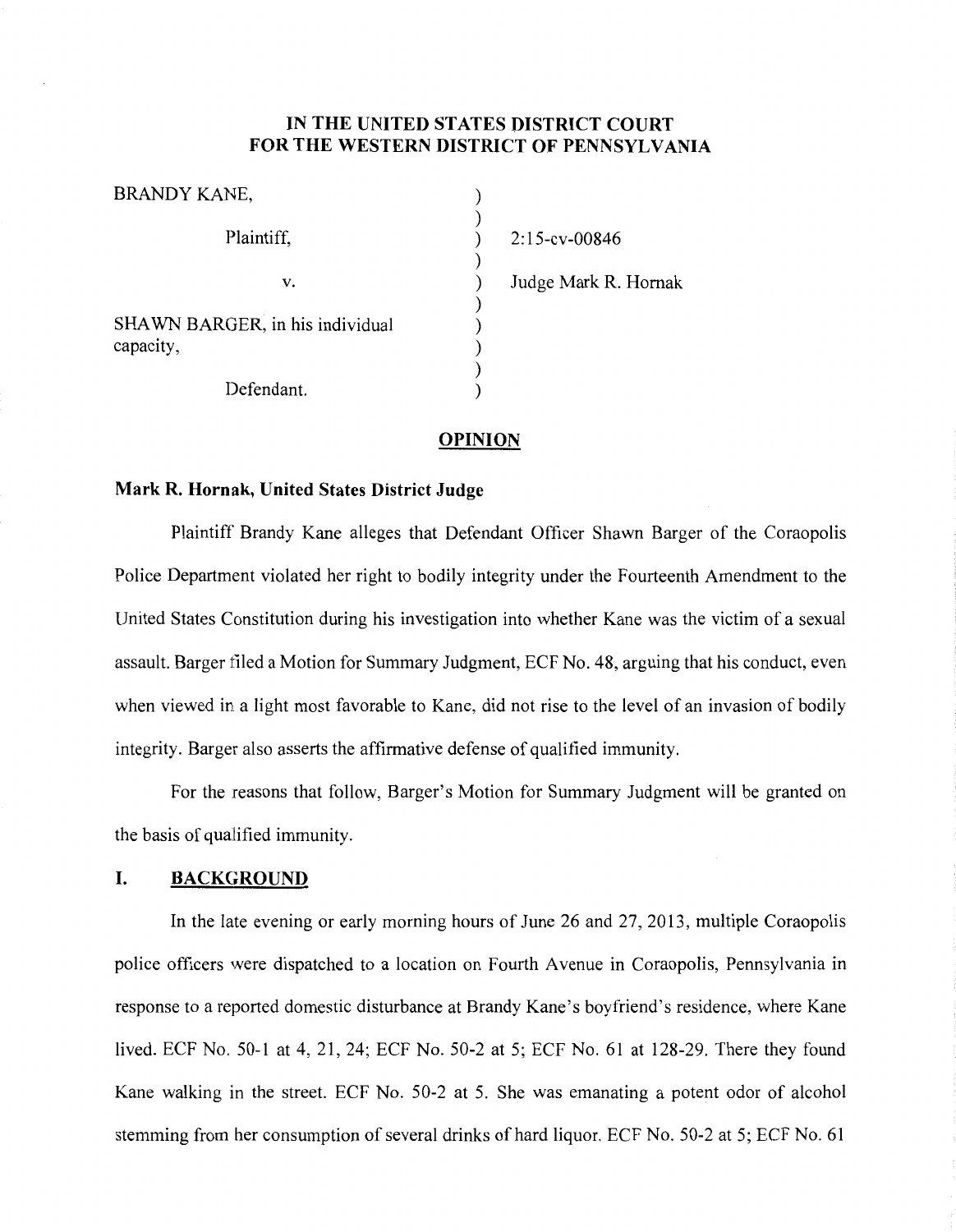# IN THE UNITED STATES DISTRICT COURT FOR THE WESTERN DISTRICT OF PENNSYLVANIA

BRANDY KANE,

Plaintiff,

v.

SHAWN BARGER, in his individual capacity,

Defendant.

2:15-cv-00846

Judge Mark R. Hornak

## OPINION

**Mark R. Hornak, United States District Judge**

Plaintiff Brandy Kane alleges that Defendant Officer Shawn Barger of the Coraopolis Police Department violated her right to bodily integrity under the Fourteenth Amendment to the United States Constitution during his investigation into whether Kane was the victim of a sexual assault. Barger filed a Motion for Summary Judgment, ECF No. 48, arguing that his conduct, even when viewed in a light most favorable to Kane, did not rise to the level of an invasion of bodily integrity. Barger also asserts the affirmative defense of qualified immunity.

For the reasons that follow, Barger's Motion for Summary Judgment will be granted on the basis of qualified immunity.

## I. BACKGROUND

In the late evening or early morning hours of June 26 and 27, 2013, multiple Coraopolis police officers were dispatched to a location on Fourth Avenue in Coraopolis, Pennsylvania in response to a reported domestic disturbance at Brandy Kane's boyfriend's residence, where Kane lived. ECF No. 50-1 at 4, 21, 24; ECF No. 50-2 at 5; ECF No. 61 at 128-29. There they found Kane walking in the street. ECF No. 50-2 at 5. She was emanating a potent odor of alcohol stemming from her consumption of several drinks of hard liquor. ECF No. 50-2 at 5; ECF No. 61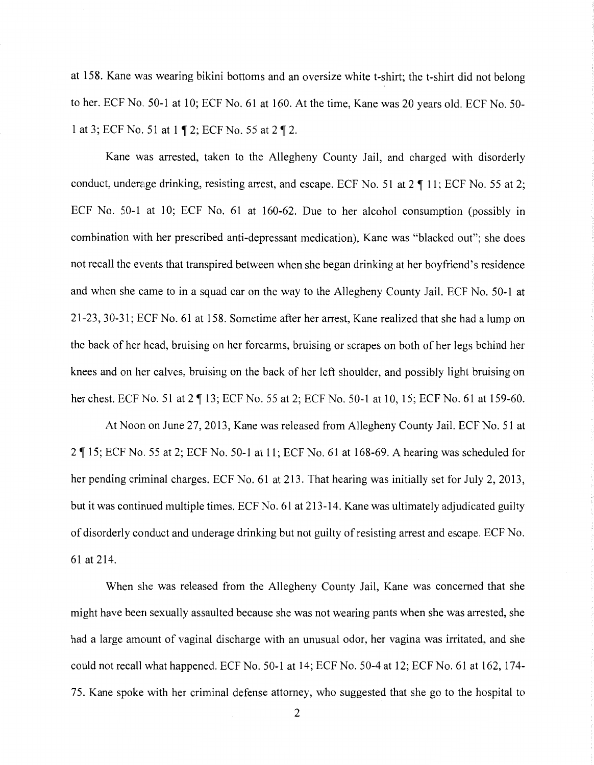at 158. Kane was wearing bikini bottoms and an oversize white t-shirt; the t-shirt did not belong to her. ECF No. 50-1 at 10; ECF No. 61 at 160. At the time, Kane was 20 years old. ECF No. 50-1 at 3; ECF No. 51 at 1 ¶ 2; ECF No. 55 at 2 ¶ 2.

Kane was arrested, taken to the Allegheny County Jail, and charged with disorderly conduct, underage drinking, resisting arrest, and escape. ECF No. 51 at 2 ¶ 11; ECF No. 55 at 2; ECF No. 50-1 at 10; ECF No. 61 at 160-62. Due to her alcohol consumption (possibly in combination with her prescribed anti-depressant medication), Kane was "blacked out"; she does not recall the events that transpired between when she began drinking at her boyfriend's residence and when she came to in a squad car on the way to the Allegheny County Jail. ECF No. 50-1 at 21-23, 30-31; ECF No. 61 at 158. Sometime after her arrest, Kane realized that she had a lump on the back of her head, bruising on her forearms, bruising or scrapes on both of her legs behind her knees and on her calves, bruising on the back of her left shoulder, and possibly light bruising on her chest. ECF No. 51 at 2 ¶ 13; ECF No. 55 at 2; ECF No. 50-1 at 10, 15; ECF No. 61 at 159-60.

At Noon on June 27, 2013, Kane was released from Allegheny County Jail. ECF No. 51 at 2 ¶ 15; ECF No. 55 at 2; ECF No. 50-1 at 11; ECF No. 61 at 168-69. A hearing was scheduled for her pending criminal charges. ECF No. 61 at 213. That hearing was initially set for July 2, 2013, but it was continued multiple times. ECF No. 61 at 213-14. Kane was ultimately adjudicated guilty of disorderly conduct and underage drinking but not guilty of resisting arrest and escape. ECF No. 61 at 214.

When she was released from the Allegheny County Jail, Kane was concerned that she might have been sexually assaulted because she was not wearing pants when she was arrested, she had a large amount of vaginal discharge with an unusual odor, her vagina was irritated, and she could not recall what happened. ECF No. 50-1 at 14; ECF No. 50-4 at 12; ECF No. 61 at 162, 174-75. Kane spoke with her criminal defense attorney, who suggested that she go to the hospital to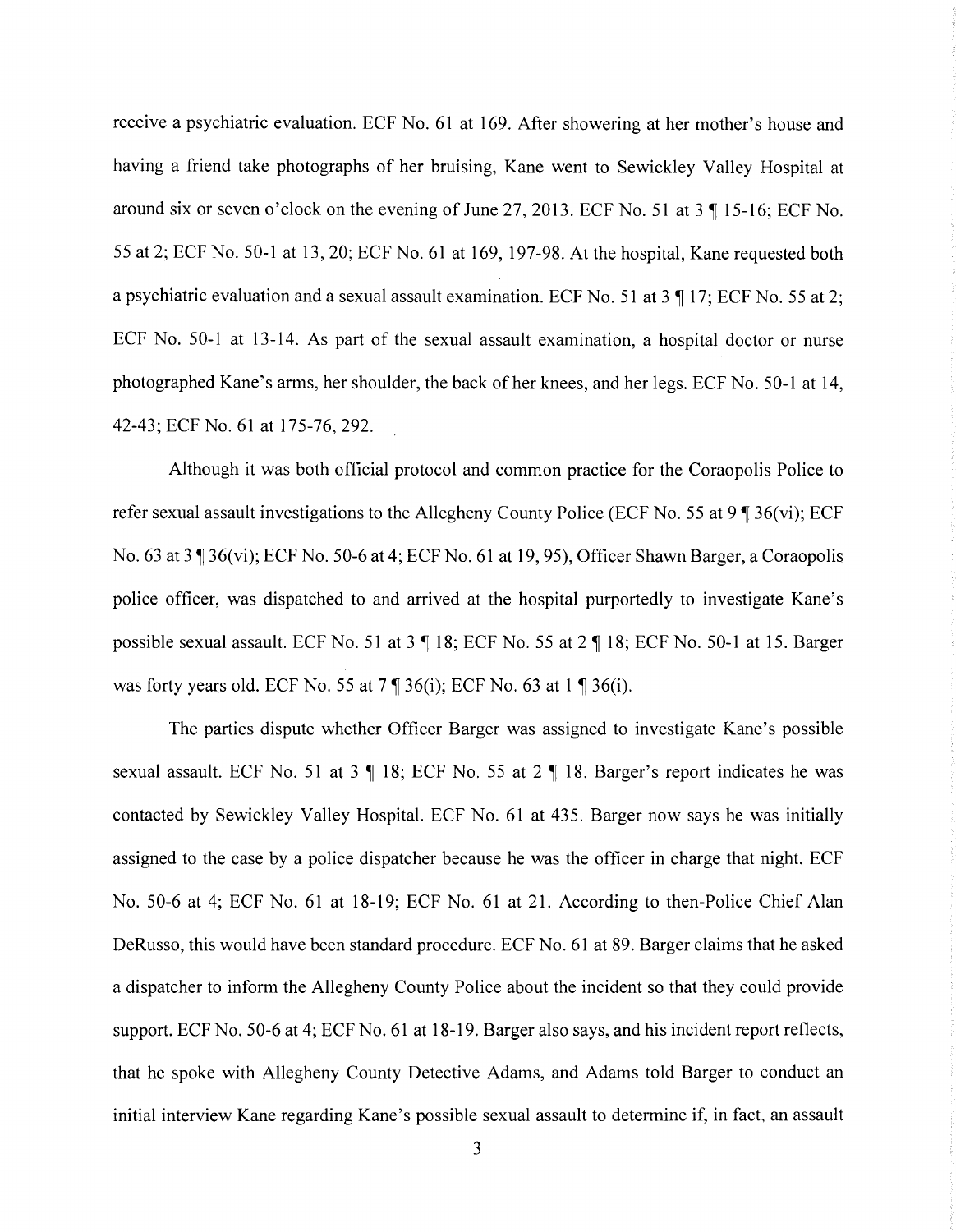receive a psychiatric evaluation. ECF No. 61 at 169. After showering at her mother's house and having a friend take photographs of her bruising, Kane went to Sewickley Valley Hospital at around six or seven o'clock on the evening of June 27, 2013. ECF No. 51 at 3 ¶ 15-16; ECF No. 55 at 2; ECF No. 50-1 at 13, 20; ECF No. 61 at 169, 197-98. At the hospital, Kane requested both a psychiatric evaluation and a sexual assault examination. ECF No. 51 at 3 ¶ 17; ECF No. 55 at 2; ECF No. 50-1 at 13-14. As part of the sexual assault examination, a hospital doctor or nurse photographed Kane's arms, her shoulder, the back of her knees, and her legs. ECF No. 50-1 at 14, 42-43; ECF No. 61 at 175-76, 292.

Although it was both official protocol and common practice for the Coraopolis Police to refer sexual assault investigations to the Allegheny County Police (ECF No. 55 at 9 ¶ 36(vi); ECF No. 63 at 3 ¶ 36(vi); ECF No. 50-6 at 4; ECF No. 61 at 19, 95), Officer Shawn Barger, a Coraopolis police officer, was dispatched to and arrived at the hospital purportedly to investigate Kane's possible sexual assault. ECF No. 51 at 3 ¶ 18; ECF No. 55 at 2 ¶ 18; ECF No. 50-1 at 15. Barger was forty years old. ECF No. 55 at 7 ¶ 36(i); ECF No. 63 at 1 ¶ 36(i).

The parties dispute whether Officer Barger was assigned to investigate Kane's possible sexual assault. ECF No. 51 at 3 ¶ 18; ECF No. 55 at 2 ¶ 18. Barger's report indicates he was contacted by Sewickley Valley Hospital. ECF No. 61 at 435. Barger now says he was initially assigned to the case by a police dispatcher because he was the officer in charge that night. ECF No. 50-6 at 4; ECF No. 61 at 18-19; ECF No. 61 at 21. According to then-Police Chief Alan DeRusso, this would have been standard procedure. ECF No. 61 at 89. Barger claims that he asked a dispatcher to inform the Allegheny County Police about the incident so that they could provide support. ECF No. 50-6 at 4; ECF No. 61 at 18-19. Barger also says, and his incident report reflects, that he spoke with Allegheny County Detective Adams, and Adams told Barger to conduct an initial interview Kane regarding Kane's possible sexual assault to determine if, in fact, an assault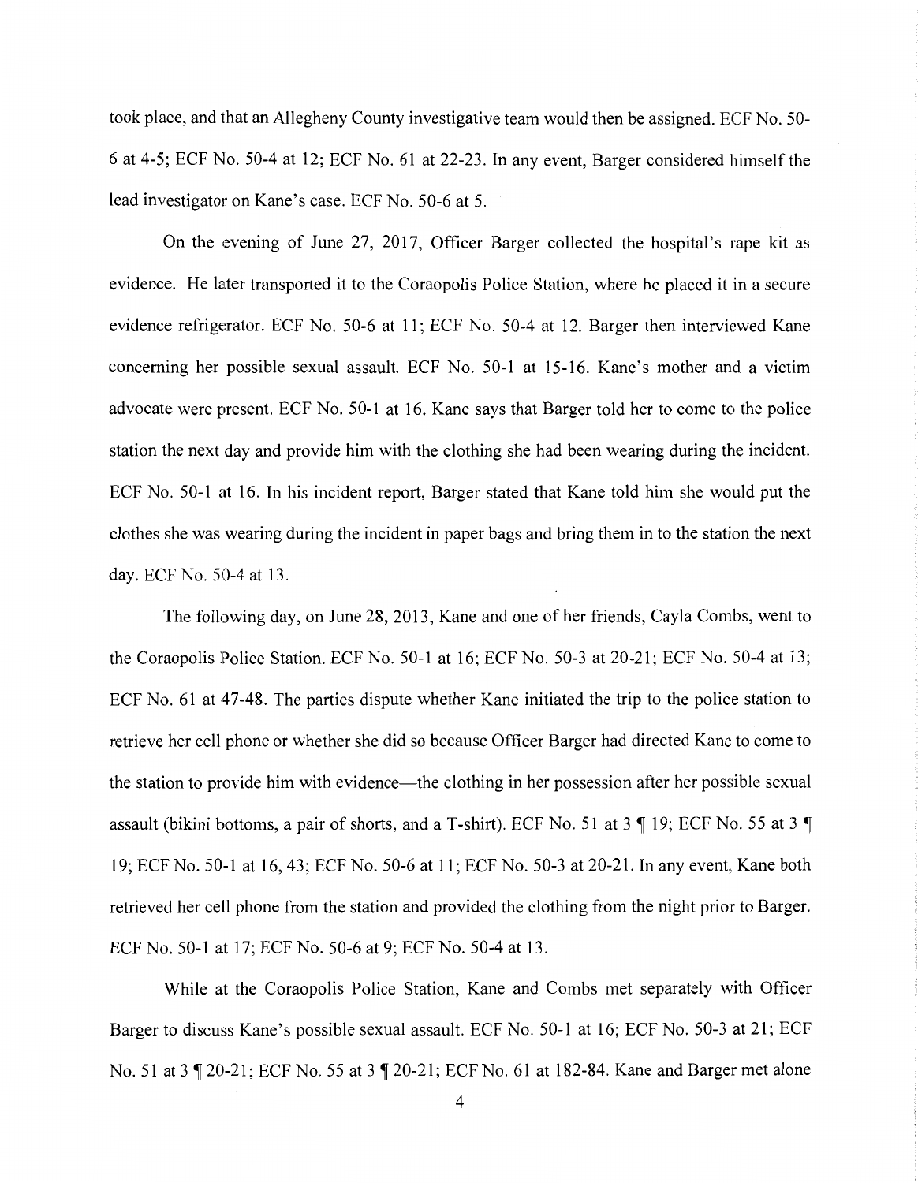took place, and that an Allegheny County investigative team would then be assigned. ECF No. 50-6 at 4-5; ECF No. 50-4 at 12; ECF No. 61 at 22-23. In any event, Barger considered himself the lead investigator on Kane's case. ECF No. 50-6 at 5.

On the evening of June 27, 2017, Officer Barger collected the hospital's rape kit as evidence. He later transported it to the Coraopolis Police Station, where he placed it in a secure evidence refrigerator. ECF No. 50-6 at 11; ECF No. 50-4 at 12. Barger then interviewed Kane concerning her possible sexual assault. ECF No. 50-1 at 15-16. Kane's mother and a victim advocate were present. ECF No. 50-1 at 16. Kane says that Barger told her to come to the police station the next day and provide him with the clothing she had been wearing during the incident. ECF No. 50-1 at 16. In his incident report, Barger stated that Kane told him she would put the clothes she was wearing during the incident in paper bags and bring them in to the station the next day. ECF No. 50-4 at 13.

The following day, on June 28, 2013, Kane and one of her friends, Cayla Combs, went to the Coraopolis Police Station. ECF No. 50-1 at 16; ECF No. 50-3 at 20-21; ECF No. 50-4 at 13; ECF No. 61 at 47-48. The parties dispute whether Kane initiated the trip to the police station to retrieve her cell phone or whether she did so because Officer Barger had directed Kane to come to the station to provide him with evidence—the clothing in her possession after her possible sexual assault (bikini bottoms, a pair of shorts, and a T-shirt). ECF No. 51 at 3 ¶ 19; ECF No. 55 at 3 ¶ 19; ECF No. 50-1 at 16, 43; ECF No. 50-6 at 11; ECF No. 50-3 at 20-21. In any event, Kane both retrieved her cell phone from the station and provided the clothing from the night prior to Barger. ECF No. 50-1 at 17; ECF No. 50-6 at 9; ECF No. 50-4 at 13.

While at the Coraopolis Police Station, Kane and Combs met separately with Officer Barger to discuss Kane's possible sexual assault. ECF No. 50-1 at 16; ECF No. 50-3 at 21; ECF No. 51 at 3 ¶ 20-21; ECF No. 55 at 3 ¶ 20-21; ECF No. 61 at 182-84. Kane and Barger met alone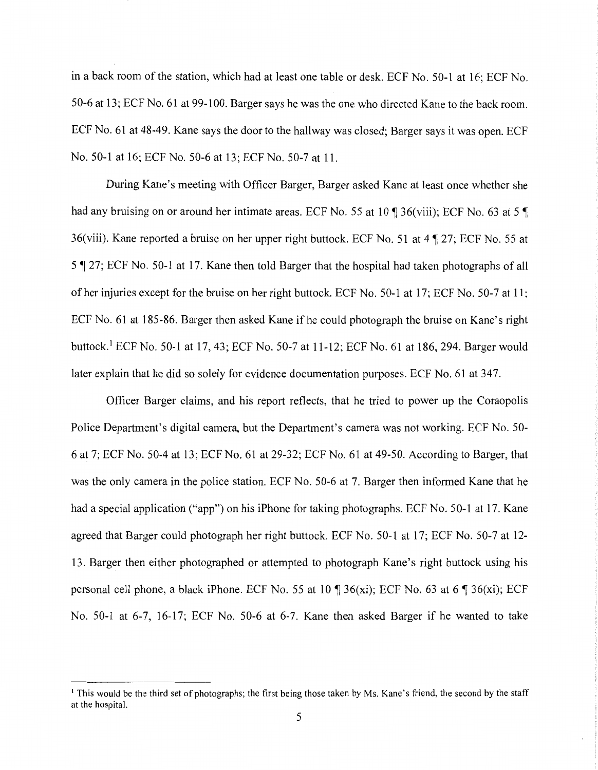in a back room of the station, which had at least one table or desk. ECF No. 50-1 at 16; ECF No. 50-6 at 13; ECF No. 61 at 99-100. Barger says he was the one who directed Kane to the back room. ECF No. 61 at 48-49. Kane says the door to the hallway was closed; Barger says it was open. ECF No. 50-1 at 16; ECF No. 50-6 at 13; ECF No. 50-7 at 11.

During Kane's meeting with Officer Barger, Barger asked Kane at least once whether she had any bruising on or around her intimate areas. ECF No. 55 at 10 ¶ 36(viii); ECF No. 63 at 5 ¶ 36(viii). Kane reported a bruise on her upper right buttock. ECF No. 51 at 4 ¶ 27; ECF No. 55 at 5 ¶ 27; ECF No. 50-1 at 17. Kane then told Barger that the hospital had taken photographs of all of her injuries except for the bruise on her right buttock. ECF No. 50-1 at 17; ECF No. 50-7 at 11; ECF No. 61 at 185-86. Barger then asked Kane if he could photograph the bruise on Kane's right buttock.[1] ECF No. 50-1 at 17, 43; ECF No. 50-7 at 11-12; ECF No. 61 at 186, 294. Barger would later explain that he did so solely for evidence documentation purposes. ECF No. 61 at 347.

Officer Barger claims, and his report reflects, that he tried to power up the Coraopolis Police Department's digital camera, but the Department's camera was not working. ECF No. 50-6 at 7; ECF No. 50-4 at 13; ECF No. 61 at 29-32; ECF No. 61 at 49-50. According to Barger, that was the only camera in the police station. ECF No. 50-6 at 7. Barger then informed Kane that he had a special application ("app") on his iPhone for taking photographs. ECF No. 50-1 at 17. Kane agreed that Barger could photograph her right buttock. ECF No. 50-1 at 17; ECF No. 50-7 at 12-13. Barger then either photographed or attempted to photograph Kane's right buttock using his personal cell phone, a black iPhone. ECF No. 55 at 10 ¶ 36(xi); ECF No. 63 at 6 ¶ 36(xi); ECF No. 50-1 at 6-7, 16-17; ECF No. 50-6 at 6-7. Kane then asked Barger if he wanted to take

---

[1] This would be the third set of photographs; the first being those taken by Ms. Kane's friend, the second by the staff at the hospital.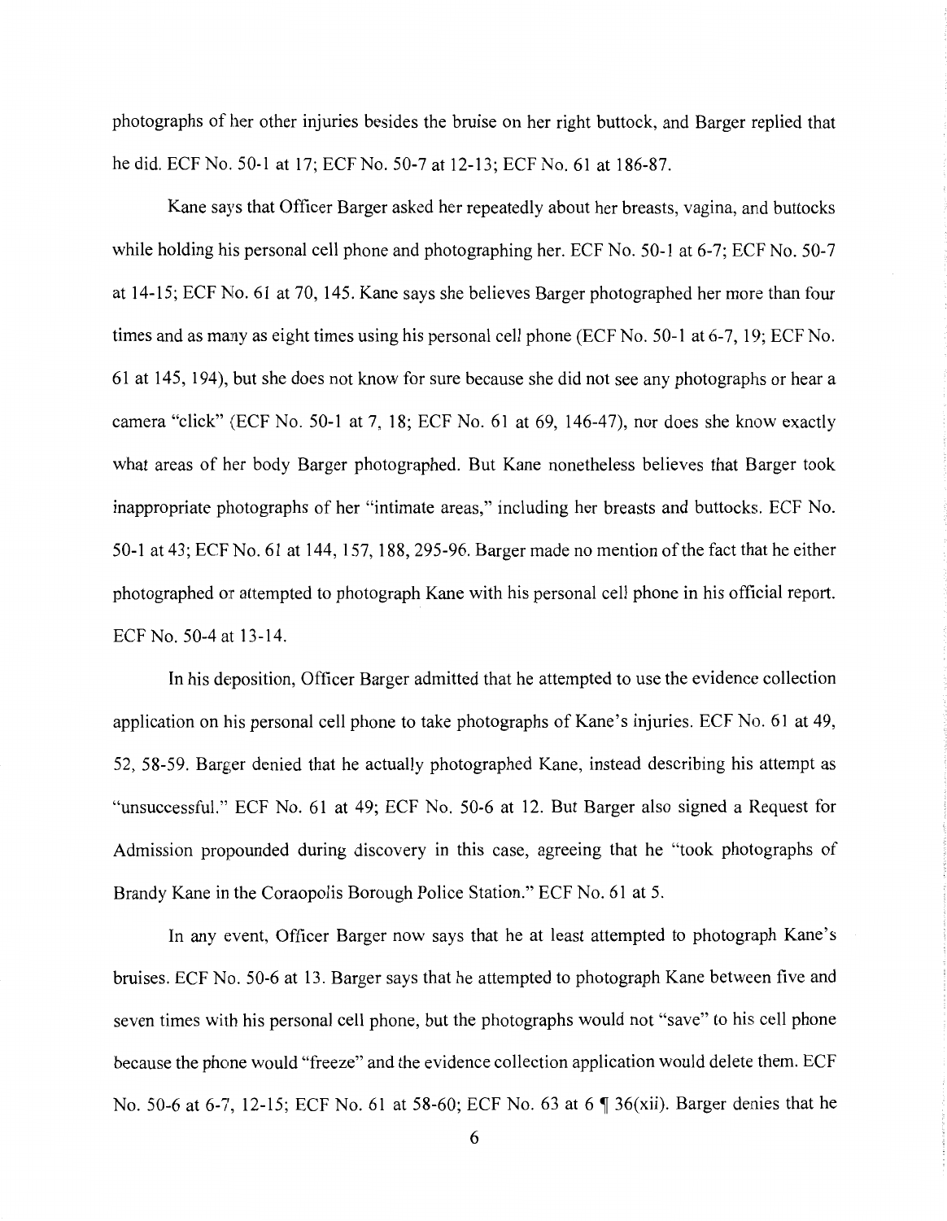photographs of her other injuries besides the bruise on her right buttock, and Barger replied that he did. ECF No. 50-1 at 17; ECF No. 50-7 at 12-13; ECF No. 61 at 186-87.

Kane says that Officer Barger asked her repeatedly about her breasts, vagina, and buttocks while holding his personal cell phone and photographing her. ECF No. 50-1 at 6-7; ECF No. 50-7 at 14-15; ECF No. 61 at 70, 145. Kane says she believes Barger photographed her more than four times and as many as eight times using his personal cell phone (ECF No. 50-1 at 6-7, 19; ECF No. 61 at 145, 194), but she does not know for sure because she did not see any photographs or hear a camera "click" (ECF No. 50-1 at 7, 18; ECF No. 61 at 69, 146-47), nor does she know exactly what areas of her body Barger photographed. But Kane nonetheless believes that Barger took inappropriate photographs of her "intimate areas," including her breasts and buttocks. ECF No. 50-1 at 43; ECF No. 61 at 144, 157, 188, 295-96. Barger made no mention of the fact that he either photographed or attempted to photograph Kane with his personal cell phone in his official report. ECF No. 50-4 at 13-14.

In his deposition, Officer Barger admitted that he attempted to use the evidence collection application on his personal cell phone to take photographs of Kane's injuries. ECF No. 61 at 49, 52, 58-59. Barger denied that he actually photographed Kane, instead describing his attempt as "unsuccessful." ECF No. 61 at 49; ECF No. 50-6 at 12. But Barger also signed a Request for Admission propounded during discovery in this case, agreeing that he "took photographs of Brandy Kane in the Coraopolis Borough Police Station." ECF No. 61 at 5.

In any event, Officer Barger now says that he at least attempted to photograph Kane's bruises. ECF No. 50-6 at 13. Barger says that he attempted to photograph Kane between five and seven times with his personal cell phone, but the photographs would not "save" to his cell phone because the phone would "freeze" and the evidence collection application would delete them. ECF No. 50-6 at 6-7, 12-15; ECF No. 61 at 58-60; ECF No. 63 at 6 ¶ 36(xii). Barger denies that he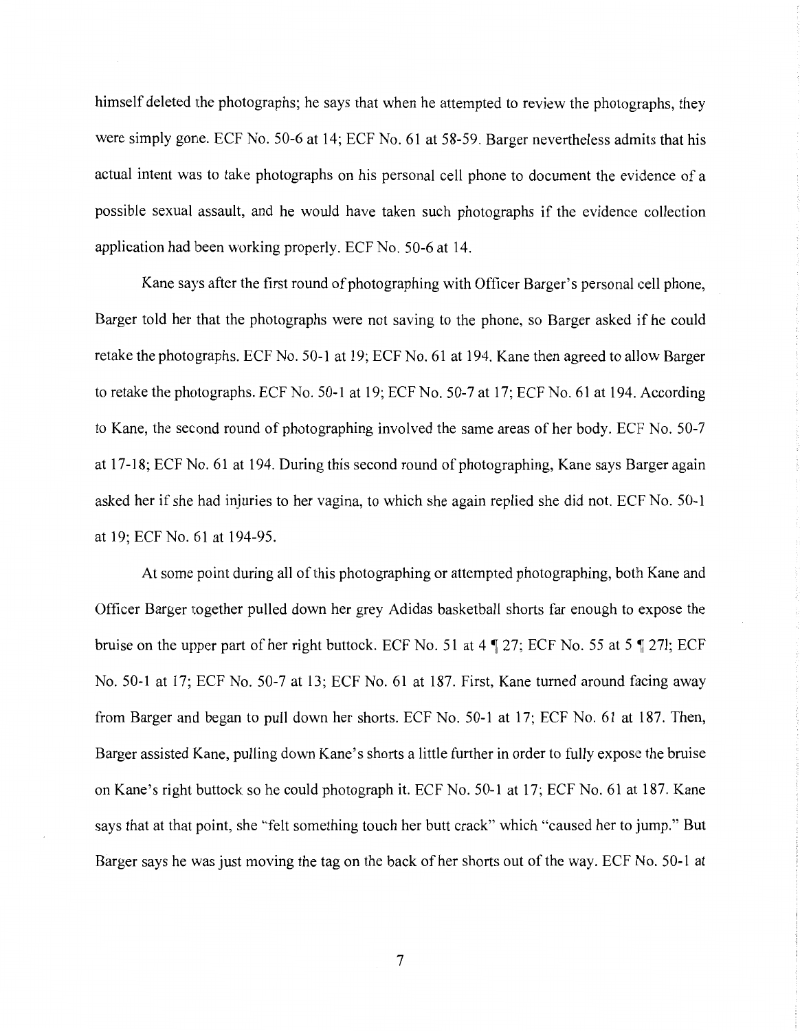himself deleted the photographs; he says that when he attempted to review the photographs, they were simply gone. ECF No. 50-6 at 14; ECF No. 61 at 58-59. Barger nevertheless admits that his actual intent was to take photographs on his personal cell phone to document the evidence of a possible sexual assault, and he would have taken such photographs if the evidence collection application had been working properly. ECF No. 50-6 at 14.

Kane says after the first round of photographing with Officer Barger's personal cell phone, Barger told her that the photographs were not saving to the phone, so Barger asked if he could retake the photographs. ECF No. 50-1 at 19; ECF No. 61 at 194. Kane then agreed to allow Barger to retake the photographs. ECF No. 50-1 at 19; ECF No. 50-7 at 17; ECF No. 61 at 194. According to Kane, the second round of photographing involved the same areas of her body. ECF No. 50-7 at 17-18; ECF No. 61 at 194. During this second round of photographing, Kane says Barger again asked her if she had injuries to her vagina, to which she again replied she did not. ECF No. 50-1 at 19; ECF No. 61 at 194-95.

At some point during all of this photographing or attempted photographing, both Kane and Officer Barger together pulled down her grey Adidas basketball shorts far enough to expose the bruise on the upper part of her right buttock. ECF No. 51 at 4 ¶ 27; ECF No. 55 at 5 ¶ 27l; ECF No. 50-1 at 17; ECF No. 50-7 at 13; ECF No. 61 at 187. First, Kane turned around facing away from Barger and began to pull down her shorts. ECF No. 50-1 at 17; ECF No. 61 at 187. Then, Barger assisted Kane, pulling down Kane's shorts a little further in order to fully expose the bruise on Kane's right buttock so he could photograph it. ECF No. 50-1 at 17; ECF No. 61 at 187. Kane says that at that point, she "felt something touch her butt crack" which "caused her to jump." But Barger says he was just moving the tag on the back of her shorts out of the way. ECF No. 50-1 at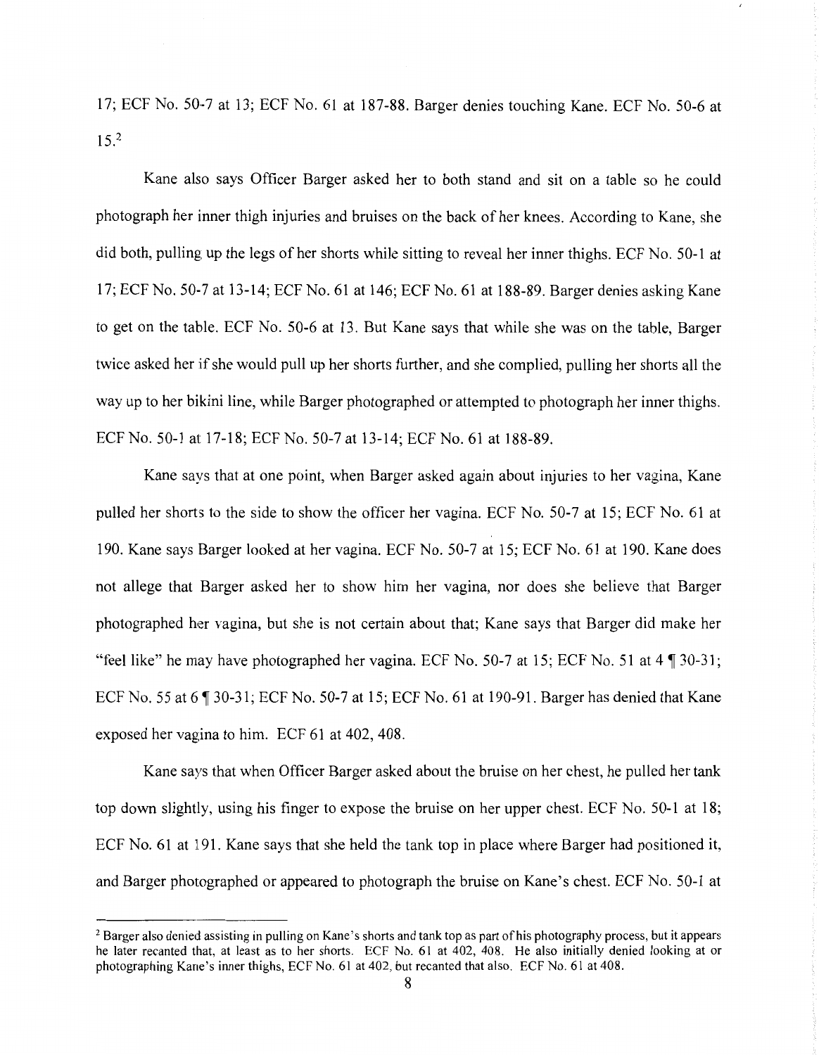17; ECF No. 50-7 at 13; ECF No. 61 at 187-88. Barger denies touching Kane. ECF No. 50-6 at 15.[2]

Kane also says Officer Barger asked her to both stand and sit on a table so he could photograph her inner thigh injuries and bruises on the back of her knees. According to Kane, she did both, pulling up the legs of her shorts while sitting to reveal her inner thighs. ECF No. 50-1 at 17; ECF No. 50-7 at 13-14; ECF No. 61 at 146; ECF No. 61 at 188-89. Barger denies asking Kane to get on the table. ECF No. 50-6 at 13. But Kane says that while she was on the table, Barger twice asked her if she would pull up her shorts further, and she complied, pulling her shorts all the way up to her bikini line, while Barger photographed or attempted to photograph her inner thighs. ECF No. 50-1 at 17-18; ECF No. 50-7 at 13-14; ECF No. 61 at 188-89.

Kane says that at one point, when Barger asked again about injuries to her vagina, Kane pulled her shorts to the side to show the officer her vagina. ECF No. 50-7 at 15; ECF No. 61 at 190. Kane says Barger looked at her vagina. ECF No. 50-7 at 15; ECF No. 61 at 190. Kane does not allege that Barger asked her to show him her vagina, nor does she believe that Barger photographed her vagina, but she is not certain about that; Kane says that Barger did make her "feel like" he may have photographed her vagina. ECF No. 50-7 at 15; ECF No. 51 at 4 ¶ 30-31; ECF No. 55 at 6 ¶ 30-31; ECF No. 50-7 at 15; ECF No. 61 at 190-91. Barger has denied that Kane exposed her vagina to him. ECF 61 at 402, 408.

Kane says that when Officer Barger asked about the bruise on her chest, he pulled her tank top down slightly, using his finger to expose the bruise on her upper chest. ECF No. 50-1 at 18; ECF No. 61 at 191. Kane says that she held the tank top in place where Barger had positioned it, and Barger photographed or appeared to photograph the bruise on Kane's chest. ECF No. 50-1 at

---

[2] Barger also denied assisting in pulling on Kane's shorts and tank top as part of his photography process, but it appears he later recanted that, at least as to her shorts. ECF No. 61 at 402, 408. He also initially denied looking at or photographing Kane's inner thighs, ECF No. 61 at 402, but recanted that also. ECF No. 61 at 408.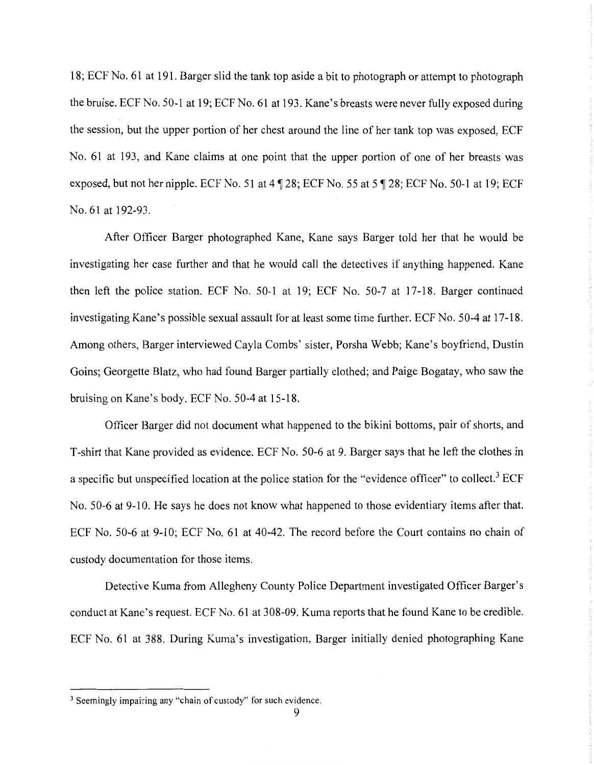18; ECF No. 61 at 191. Barger slid the tank top aside a bit to photograph or attempt to photograph the bruise. ECF No. 50-1 at 19; ECF No. 61 at 193. Kane's breasts were never fully exposed during the session, but the upper portion of her chest around the line of her tank top was exposed, ECF No. 61 at 193, and Kane claims at one point that the upper portion of one of her breasts was exposed, but not her nipple. ECF No. 51 at 4 ¶ 28; ECF No. 55 at 5 ¶ 28; ECF No. 50-1 at 19; ECF No. 61 at 192-93.

After Officer Barger photographed Kane, Kane says Barger told her that he would be investigating her case further and that he would call the detectives if anything happened. Kane then left the police station. ECF No. 50-1 at 19; ECF No. 50-7 at 17-18. Barger continued investigating Kane's possible sexual assault for at least some time further. ECF No. 50-4 at 17-18. Among others, Barger interviewed Cayla Combs' sister, Porsha Webb; Kane's boyfriend, Dustin Goins; Georgette Blatz, who had found Barger partially clothed; and Paige Bogatay, who saw the bruising on Kane's body. ECF No. 50-4 at 15-18.

Officer Barger did not document what happened to the bikini bottoms, pair of shorts, and T-shirt that Kane provided as evidence. ECF No. 50-6 at 9. Barger says that he left the clothes in a specific but unspecified location at the police station for the "evidence officer" to collect.[3] ECF No. 50-6 at 9-10. He says he does not know what happened to those evidentiary items after that. ECF No. 50-6 at 9-10; ECF No. 61 at 40-42. The record before the Court contains no chain of custody documentation for those items.

Detective Kuma from Allegheny County Police Department investigated Officer Barger's conduct at Kane's request. ECF No. 61 at 308-09. Kuma reports that he found Kane to be credible. ECF No. 61 at 388. During Kuma's investigation, Barger initially denied photographing Kane

[3] Seemingly impairing any "chain of custody" for such evidence.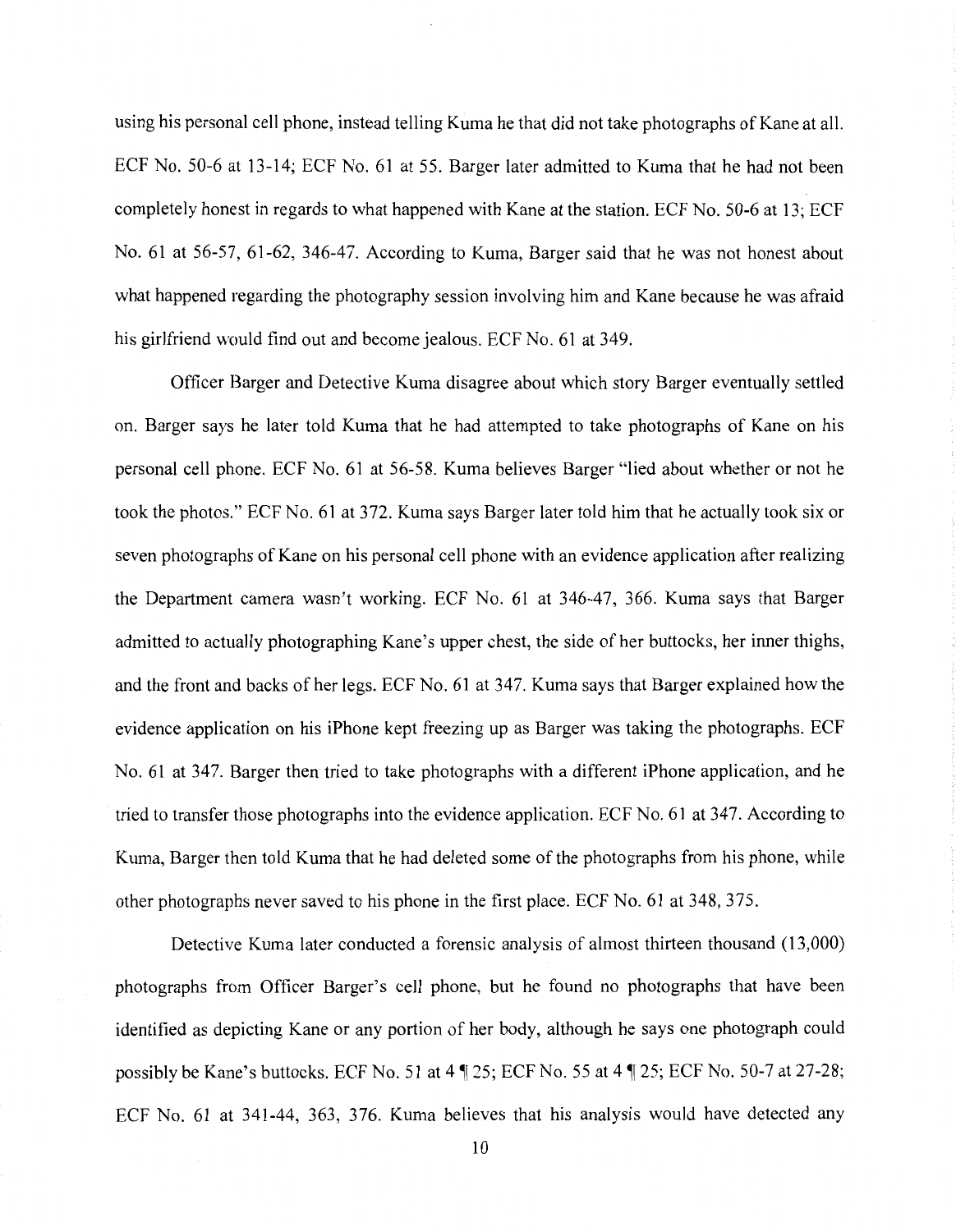using his personal cell phone, instead telling Kuma he that did not take photographs of Kane at all. ECF No. 50-6 at 13-14; ECF No. 61 at 55. Barger later admitted to Kuma that he had not been completely honest in regards to what happened with Kane at the station. ECF No. 50-6 at 13; ECF No. 61 at 56-57, 61-62, 346-47. According to Kuma, Barger said that he was not honest about what happened regarding the photography session involving him and Kane because he was afraid his girlfriend would find out and become jealous. ECF No. 61 at 349.

Officer Barger and Detective Kuma disagree about which story Barger eventually settled on. Barger says he later told Kuma that he had attempted to take photographs of Kane on his personal cell phone. ECF No. 61 at 56-58. Kuma believes Barger "lied about whether or not he took the photos." ECF No. 61 at 372. Kuma says Barger later told him that he actually took six or seven photographs of Kane on his personal cell phone with an evidence application after realizing the Department camera wasn't working. ECF No. 61 at 346-47, 366. Kuma says that Barger admitted to actually photographing Kane's upper chest, the side of her buttocks, her inner thighs, and the front and backs of her legs. ECF No. 61 at 347. Kuma says that Barger explained how the evidence application on his iPhone kept freezing up as Barger was taking the photographs. ECF No. 61 at 347. Barger then tried to take photographs with a different iPhone application, and he tried to transfer those photographs into the evidence application. ECF No. 61 at 347. According to Kuma, Barger then told Kuma that he had deleted some of the photographs from his phone, while other photographs never saved to his phone in the first place. ECF No. 61 at 348, 375.

Detective Kuma later conducted a forensic analysis of almost thirteen thousand (13,000) photographs from Officer Barger's cell phone, but he found no photographs that have been identified as depicting Kane or any portion of her body, although he says one photograph could possibly be Kane's buttocks. ECF No. 51 at 4 ¶ 25; ECF No. 55 at 4 ¶ 25; ECF No. 50-7 at 27-28; ECF No. 61 at 341-44, 363, 376. Kuma believes that his analysis would have detected any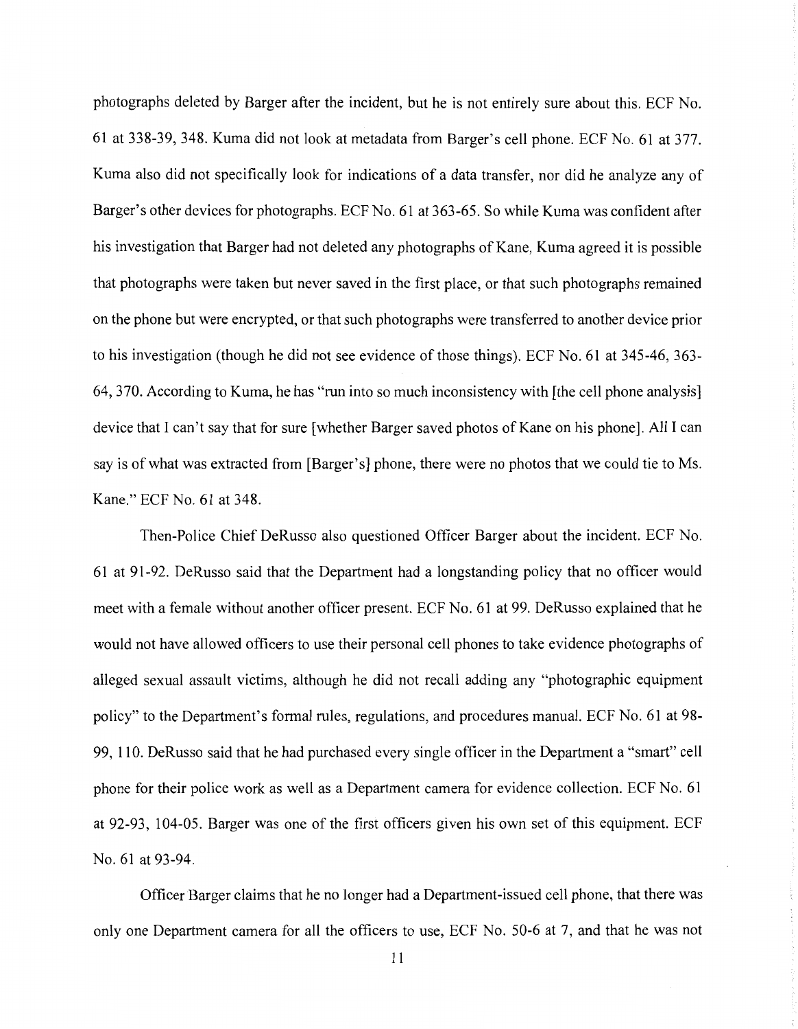photographs deleted by Barger after the incident, but he is not entirely sure about this. ECF No. 61 at 338-39, 348. Kuma did not look at metadata from Barger's cell phone. ECF No. 61 at 377. Kuma also did not specifically look for indications of a data transfer, nor did he analyze any of Barger's other devices for photographs. ECF No. 61 at 363-65. So while Kuma was confident after his investigation that Barger had not deleted any photographs of Kane, Kuma agreed it is possible that photographs were taken but never saved in the first place, or that such photographs remained on the phone but were encrypted, or that such photographs were transferred to another device prior to his investigation (though he did not see evidence of those things). ECF No. 61 at 345-46, 363-64, 370. According to Kuma, he has "run into so much inconsistency with [the cell phone analysis] device that I can't say that for sure [whether Barger saved photos of Kane on his phone]. All I can say is of what was extracted from [Barger's] phone, there were no photos that we could tie to Ms. Kane." ECF No. 61 at 348.

Then-Police Chief DeRusso also questioned Officer Barger about the incident. ECF No. 61 at 91-92. DeRusso said that the Department had a longstanding policy that no officer would meet with a female without another officer present. ECF No. 61 at 99. DeRusso explained that he would not have allowed officers to use their personal cell phones to take evidence photographs of alleged sexual assault victims, although he did not recall adding any "photographic equipment policy" to the Department's formal rules, regulations, and procedures manual. ECF No. 61 at 98-99, 110. DeRusso said that he had purchased every single officer in the Department a "smart" cell phone for their police work as well as a Department camera for evidence collection. ECF No. 61 at 92-93, 104-05. Barger was one of the first officers given his own set of this equipment. ECF No. 61 at 93-94.

Officer Barger claims that he no longer had a Department-issued cell phone, that there was only one Department camera for all the officers to use, ECF No. 50-6 at 7, and that he was not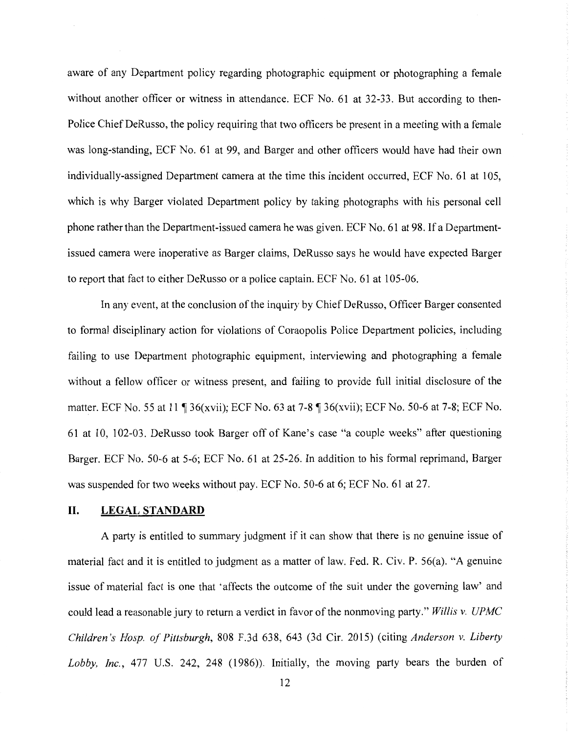aware of any Department policy regarding photographic equipment or photographing a female without another officer or witness in attendance. ECF No. 61 at 32-33. But according to then-Police Chief DeRusso, the policy requiring that two officers be present in a meeting with a female was long-standing, ECF No. 61 at 99, and Barger and other officers would have had their own individually-assigned Department camera at the time this incident occurred, ECF No. 61 at 105, which is why Barger violated Department policy by taking photographs with his personal cell phone rather than the Department-issued camera he was given. ECF No. 61 at 98. If a Department-issued camera were inoperative as Barger claims, DeRusso says he would have expected Barger to report that fact to either DeRusso or a police captain. ECF No. 61 at 105-06.

In any event, at the conclusion of the inquiry by Chief DeRusso, Officer Barger consented to formal disciplinary action for violations of Coraopolis Police Department policies, including failing to use Department photographic equipment, interviewing and photographing a female without a fellow officer or witness present, and failing to provide full initial disclosure of the matter. ECF No. 55 at 11 ¶ 36(xvii); ECF No. 63 at 7-8 ¶ 36(xvii); ECF No. 50-6 at 7-8; ECF No. 61 at 10, 102-03. DeRusso took Barger off of Kane's case "a couple weeks" after questioning Barger. ECF No. 50-6 at 5-6; ECF No. 61 at 25-26. In addition to his formal reprimand, Barger was suspended for two weeks without pay. ECF No. 50-6 at 6; ECF No. 61 at 27.

## II. LEGAL STANDARD

A party is entitled to summary judgment if it can show that there is no genuine issue of material fact and it is entitled to judgment as a matter of law. Fed. R. Civ. P. 56(a). "A genuine issue of material fact is one that 'affects the outcome of the suit under the governing law' and could lead a reasonable jury to return a verdict in favor of the nonmoving party." *Willis v. UPMC Children's Hosp. of Pittsburgh*, 808 F.3d 638, 643 (3d Cir. 2015) (citing *Anderson v. Liberty Lobby, Inc.*, 477 U.S. 242, 248 (1986)). Initially, the moving party bears the burden of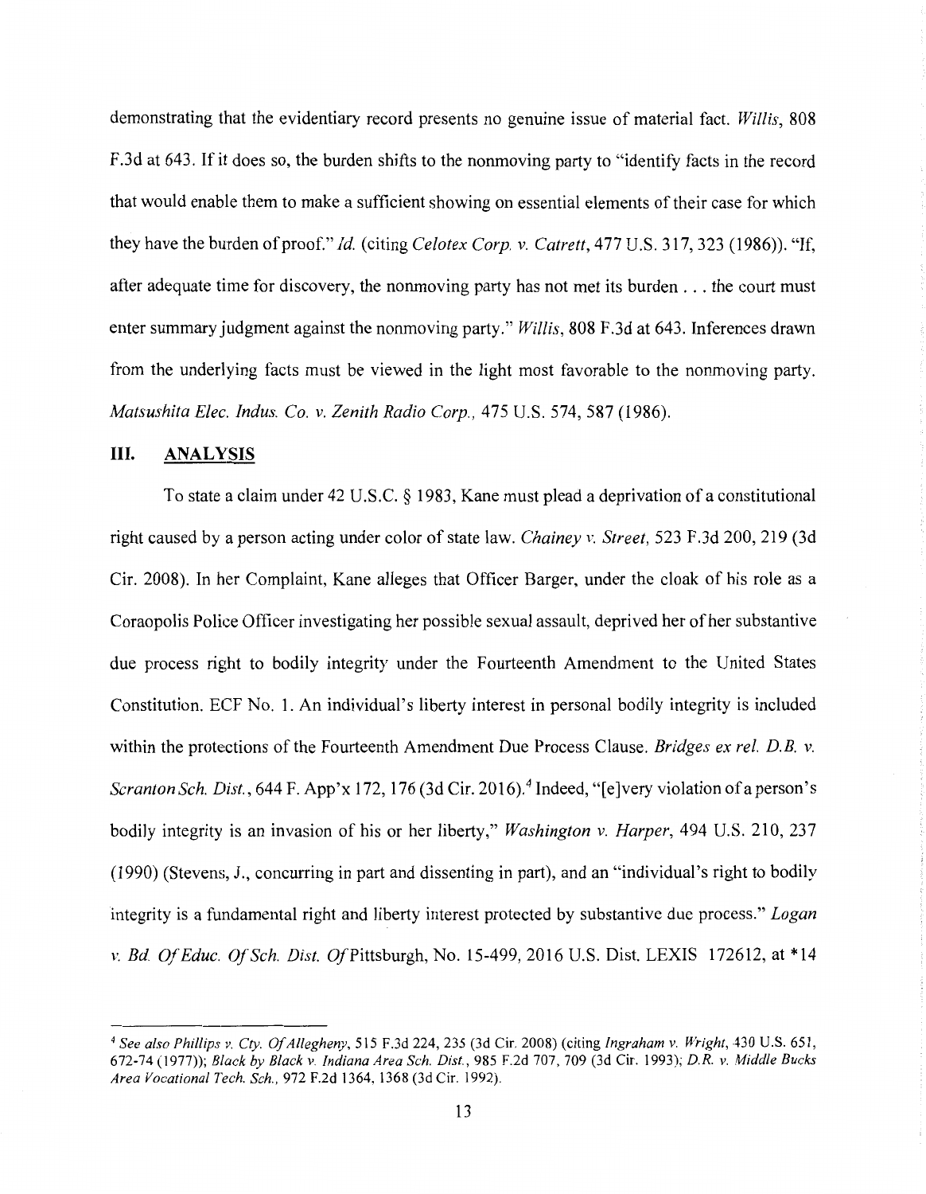demonstrating that the evidentiary record presents no genuine issue of material fact. *Willis*, 808 F.3d at 643. If it does so, the burden shifts to the nonmoving party to "identify facts in the record that would enable them to make a sufficient showing on essential elements of their case for which they have the burden of proof." *Id.* (citing *Celotex Corp. v. Catrett*, 477 U.S. 317, 323 (1986)). "If, after adequate time for discovery, the nonmoving party has not met its burden . . . the court must enter summary judgment against the nonmoving party." *Willis*, 808 F.3d at 643. Inferences drawn from the underlying facts must be viewed in the light most favorable to the nonmoving party. *Matsushita Elec. Indus. Co. v. Zenith Radio Corp.*, 475 U.S. 574, 587 (1986).

## III. ANALYSIS

To state a claim under 42 U.S.C. § 1983, Kane must plead a deprivation of a constitutional right caused by a person acting under color of state law. *Chainey v. Street*, 523 F.3d 200, 219 (3d Cir. 2008). In her Complaint, Kane alleges that Officer Barger, under the cloak of his role as a Coraopolis Police Officer investigating her possible sexual assault, deprived her of her substantive due process right to bodily integrity under the Fourteenth Amendment to the United States Constitution. ECF No. 1. An individual's liberty interest in personal bodily integrity is included within the protections of the Fourteenth Amendment Due Process Clause. *Bridges ex rel. D.B. v. Scranton Sch. Dist.*, 644 F. App'x 172, 176 (3d Cir. 2016).[4] Indeed, "[e]very violation of a person's bodily integrity is an invasion of his or her liberty," *Washington v. Harper*, 494 U.S. 210, 237 (1990) (Stevens, J., concurring in part and dissenting in part), and an "individual's right to bodily integrity is a fundamental right and liberty interest protected by substantive due process." *Logan v. Bd. Of Educ. Of Sch. Dist. Of* Pittsburgh, No. 15-499, 2016 U.S. Dist. LEXIS 172612, at *14

---

[4] *See also Phillips v. Cty. Of Allegheny*, 515 F.3d 224, 235 (3d Cir. 2008) (citing *Ingraham v. Wright*, 430 U.S. 651, 672-74 (1977)); *Black by Black v. Indiana Area Sch. Dist.*, 985 F.2d 707, 709 (3d Cir. 1993); *D.R. v. Middle Bucks Area Vocational Tech. Sch.*, 972 F.2d 1364, 1368 (3d Cir. 1992).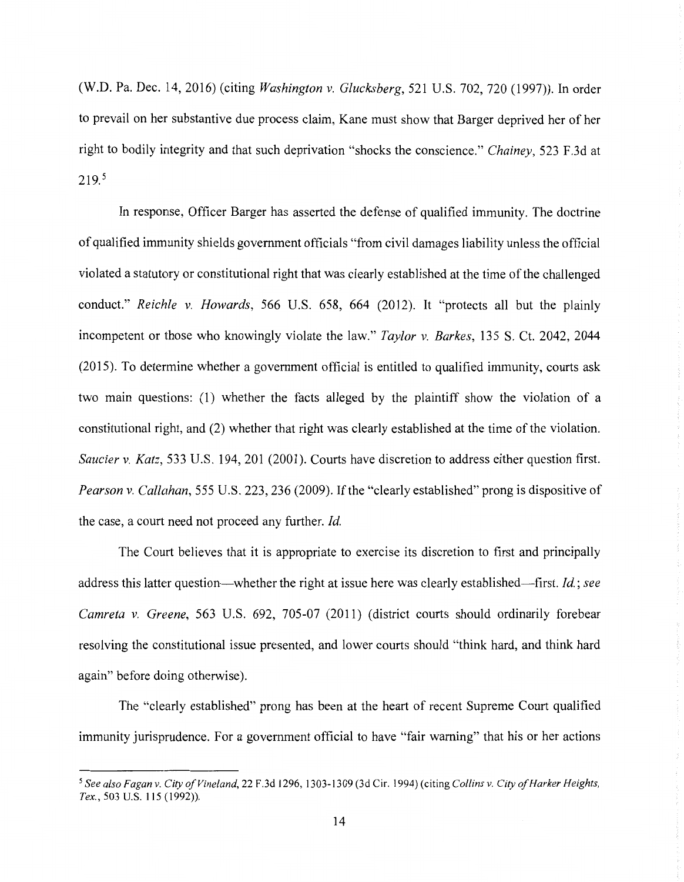(W.D. Pa. Dec. 14, 2016) (citing *Washington v. Glucksberg*, 521 U.S. 702, 720 (1997)). In order to prevail on her substantive due process claim, Kane must show that Barger deprived her of her right to bodily integrity and that such deprivation "shocks the conscience." *Chainey*, 523 F.3d at 219.[5]

In response, Officer Barger has asserted the defense of qualified immunity. The doctrine of qualified immunity shields government officials "from civil damages liability unless the official violated a statutory or constitutional right that was clearly established at the time of the challenged conduct." *Reichle v. Howards*, 566 U.S. 658, 664 (2012). It "protects all but the plainly incompetent or those who knowingly violate the law." *Taylor v. Barkes*, 135 S. Ct. 2042, 2044 (2015). To determine whether a government official is entitled to qualified immunity, courts ask two main questions: (1) whether the facts alleged by the plaintiff show the violation of a constitutional right, and (2) whether that right was clearly established at the time of the violation. *Saucier v. Katz*, 533 U.S. 194, 201 (2001). Courts have discretion to address either question first. *Pearson v. Callahan*, 555 U.S. 223, 236 (2009). If the "clearly established" prong is dispositive of the case, a court need not proceed any further. *Id.*

The Court believes that it is appropriate to exercise its discretion to first and principally address this latter question—whether the right at issue here was clearly established—first. *Id.*; *see Camreta v. Greene*, 563 U.S. 692, 705-07 (2011) (district courts should ordinarily forebear resolving the constitutional issue presented, and lower courts should "think hard, and think hard again" before doing otherwise).

The "clearly established" prong has been at the heart of recent Supreme Court qualified immunity jurisprudence. For a government official to have "fair warning" that his or her actions

---

[5] *See also Fagan v. City of Vineland*, 22 F.3d 1296, 1303-1309 (3d Cir. 1994) (citing *Collins v. City of Harker Heights, Tex.*, 503 U.S. 115 (1992)).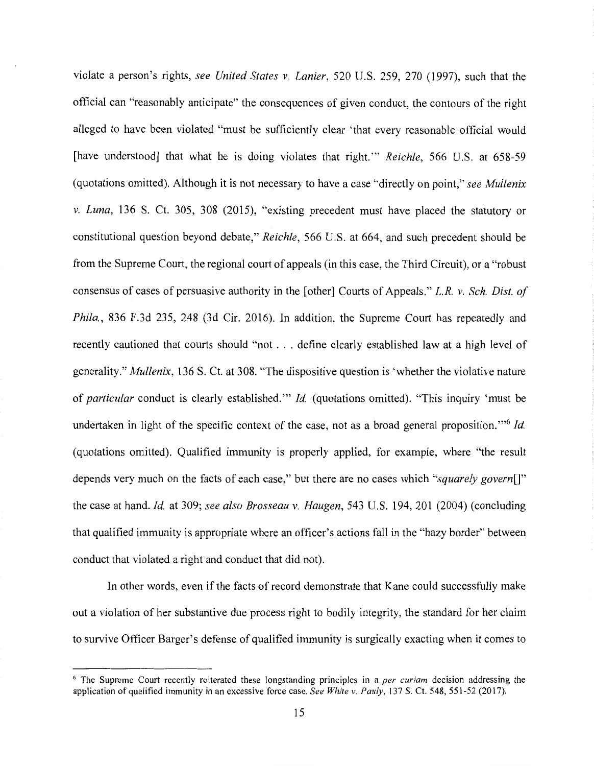violate a person's rights, *see United States v. Lanier*, 520 U.S. 259, 270 (1997), such that the official can "reasonably anticipate" the consequences of given conduct, the contours of the right alleged to have been violated "must be sufficiently clear 'that every reasonable official would [have understood] that what he is doing violates that right.'" *Reichle*, 566 U.S. at 658-59 (quotations omitted). Although it is not necessary to have a case "directly on point," *see Mullenix v. Luna*, 136 S. Ct. 305, 308 (2015), "existing precedent must have placed the statutory or constitutional question beyond debate," *Reichle*, 566 U.S. at 664, and such precedent should be from the Supreme Court, the regional court of appeals (in this case, the Third Circuit), or a "robust consensus of cases of persuasive authority in the [other] Courts of Appeals." *L.R. v. Sch. Dist. of Phila.*, 836 F.3d 235, 248 (3d Cir. 2016). In addition, the Supreme Court has repeatedly and recently cautioned that courts should "not . . . define clearly established law at a high level of generality." *Mullenix*, 136 S. Ct. at 308. "The dispositive question is 'whether the violative nature of *particular* conduct is clearly established.'" *Id.* (quotations omitted). "This inquiry 'must be undertaken in light of the specific context of the case, not as a broad general proposition.'"[6] *Id.* (quotations omitted). Qualified immunity is properly applied, for example, where "the result depends very much on the facts of each case," but there are no cases which "*squarely govern*[]" the case at hand. *Id.* at 309; *see also Brosseau v. Haugen*, 543 U.S. 194, 201 (2004) (concluding that qualified immunity is appropriate where an officer's actions fall in the "hazy border" between conduct that violated a right and conduct that did not).

In other words, even if the facts of record demonstrate that Kane could successfully make out a violation of her substantive due process right to bodily integrity, the standard for her claim to survive Officer Barger's defense of qualified immunity is surgically exacting when it comes to

---

[6] The Supreme Court recently reiterated these longstanding principles in a *per curiam* decision addressing the application of qualified immunity in an excessive force case. *See White v. Pauly*, 137 S. Ct. 548, 551-52 (2017).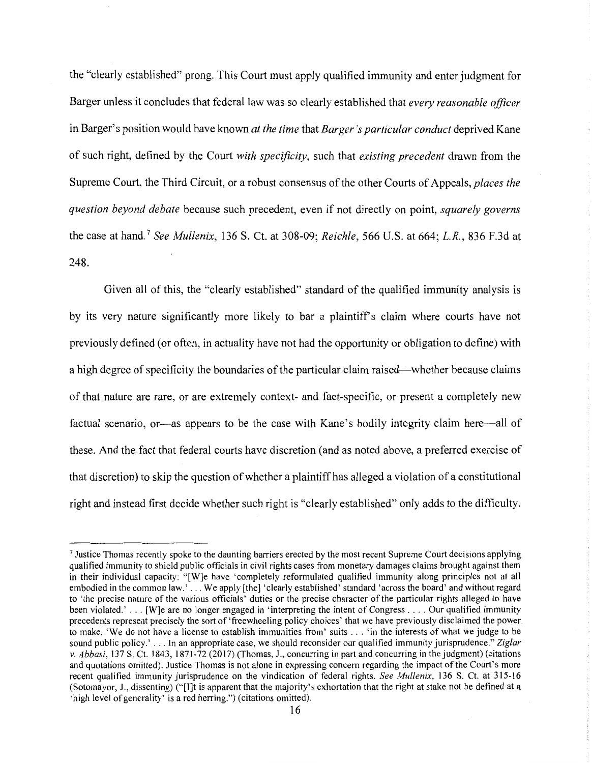the "clearly established" prong. This Court must apply qualified immunity and enter judgment for Barger unless it concludes that federal law was so clearly established that *every reasonable officer* in Barger's position would have known *at the time* that *Barger's particular conduct* deprived Kane of such right, defined by the Court *with specificity*, such that *existing precedent* drawn from the Supreme Court, the Third Circuit, or a robust consensus of the other Courts of Appeals, *places the question beyond debate* because such precedent, even if not directly on point, *squarely governs* the case at hand.[7] *See Mullenix*, 136 S. Ct. at 308-09; *Reichle*, 566 U.S. at 664; *L.R.*, 836 F.3d at 248.

Given all of this, the "clearly established" standard of the qualified immunity analysis is by its very nature significantly more likely to bar a plaintiff's claim where courts have not previously defined (or often, in actuality have not had the opportunity or obligation to define) with a high degree of specificity the boundaries of the particular claim raised—whether because claims of that nature are rare, or are extremely context- and fact-specific, or present a completely new factual scenario, or—as appears to be the case with Kane's bodily integrity claim here—all of these. And the fact that federal courts have discretion (and as noted above, a preferred exercise of that discretion) to skip the question of whether a plaintiff has alleged a violation of a constitutional right and instead first decide whether such right is "clearly established" only adds to the difficulty.

---

[7] Justice Thomas recently spoke to the daunting barriers erected by the most recent Supreme Court decisions applying qualified immunity to shield public officials in civil rights cases from monetary damages claims brought against them in their individual capacity: "[W]e have 'completely reformulated qualified immunity along principles not at all embodied in the common law.' . . . We apply [the] 'clearly established' standard 'across the board' and without regard to 'the precise nature of the various officials' duties or the precise character of the particular rights alleged to have been violated.' . . . [W]e are no longer engaged in 'interpreting the intent of Congress . . . . Our qualified immunity precedents represent precisely the sort of 'freewheeling policy choices' that we have previously disclaimed the power to make. 'We do not have a license to establish immunities from' suits . . . 'in the interests of what we judge to be sound public policy.' . . . In an appropriate case, we should reconsider our qualified immunity jurisprudence." *Ziglar v. Abbasi*, 137 S. Ct. 1843, 1871-72 (2017) (Thomas, J., concurring in part and concurring in the judgment) (citations and quotations omitted). Justice Thomas is not alone in expressing concern regarding the impact of the Court's more recent qualified immunity jurisprudence on the vindication of federal rights. *See Mullenix*, 136 S. Ct. at 315-16 (Sotomayor, J., dissenting) ("[I]t is apparent that the majority's exhortation that the right at stake not be defined at a 'high level of generality' is a red herring.") (citations omitted).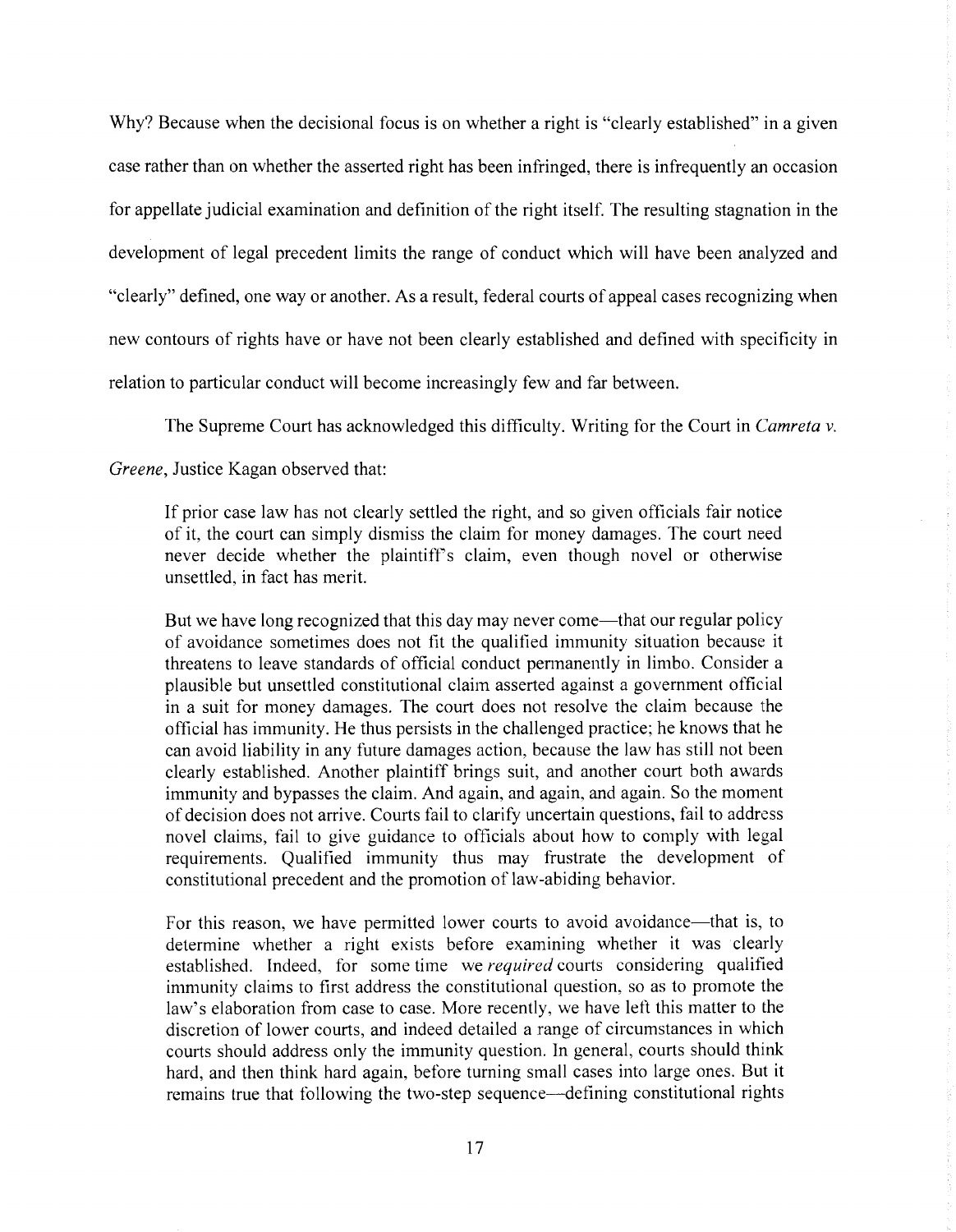Why? Because when the decisional focus is on whether a right is "clearly established" in a given case rather than on whether the asserted right has been infringed, there is infrequently an occasion for appellate judicial examination and definition of the right itself. The resulting stagnation in the development of legal precedent limits the range of conduct which will have been analyzed and "clearly" defined, one way or another. As a result, federal courts of appeal cases recognizing when new contours of rights have or have not been clearly established and defined with specificity in relation to particular conduct will become increasingly few and far between.

The Supreme Court has acknowledged this difficulty. Writing for the Court in *Camreta v. Greene*, Justice Kagan observed that:

> If prior case law has not clearly settled the right, and so given officials fair notice of it, the court can simply dismiss the claim for money damages. The court need never decide whether the plaintiff's claim, even though novel or otherwise unsettled, in fact has merit.
>
> But we have long recognized that this day may never come—that our regular policy of avoidance sometimes does not fit the qualified immunity situation because it threatens to leave standards of official conduct permanently in limbo. Consider a plausible but unsettled constitutional claim asserted against a government official in a suit for money damages. The court does not resolve the claim because the official has immunity. He thus persists in the challenged practice; he knows that he can avoid liability in any future damages action, because the law has still not been clearly established. Another plaintiff brings suit, and another court both awards immunity and bypasses the claim. And again, and again, and again. So the moment of decision does not arrive. Courts fail to clarify uncertain questions, fail to address novel claims, fail to give guidance to officials about how to comply with legal requirements. Qualified immunity thus may frustrate the development of constitutional precedent and the promotion of law-abiding behavior.
>
> For this reason, we have permitted lower courts to avoid avoidance—that is, to determine whether a right exists before examining whether it was clearly established. Indeed, for some time we *required* courts considering qualified immunity claims to first address the constitutional question, so as to promote the law's elaboration from case to case. More recently, we have left this matter to the discretion of lower courts, and indeed detailed a range of circumstances in which courts should address only the immunity question. In general, courts should think hard, and then think hard again, before turning small cases into large ones. But it remains true that following the two-step sequence—defining constitutional rights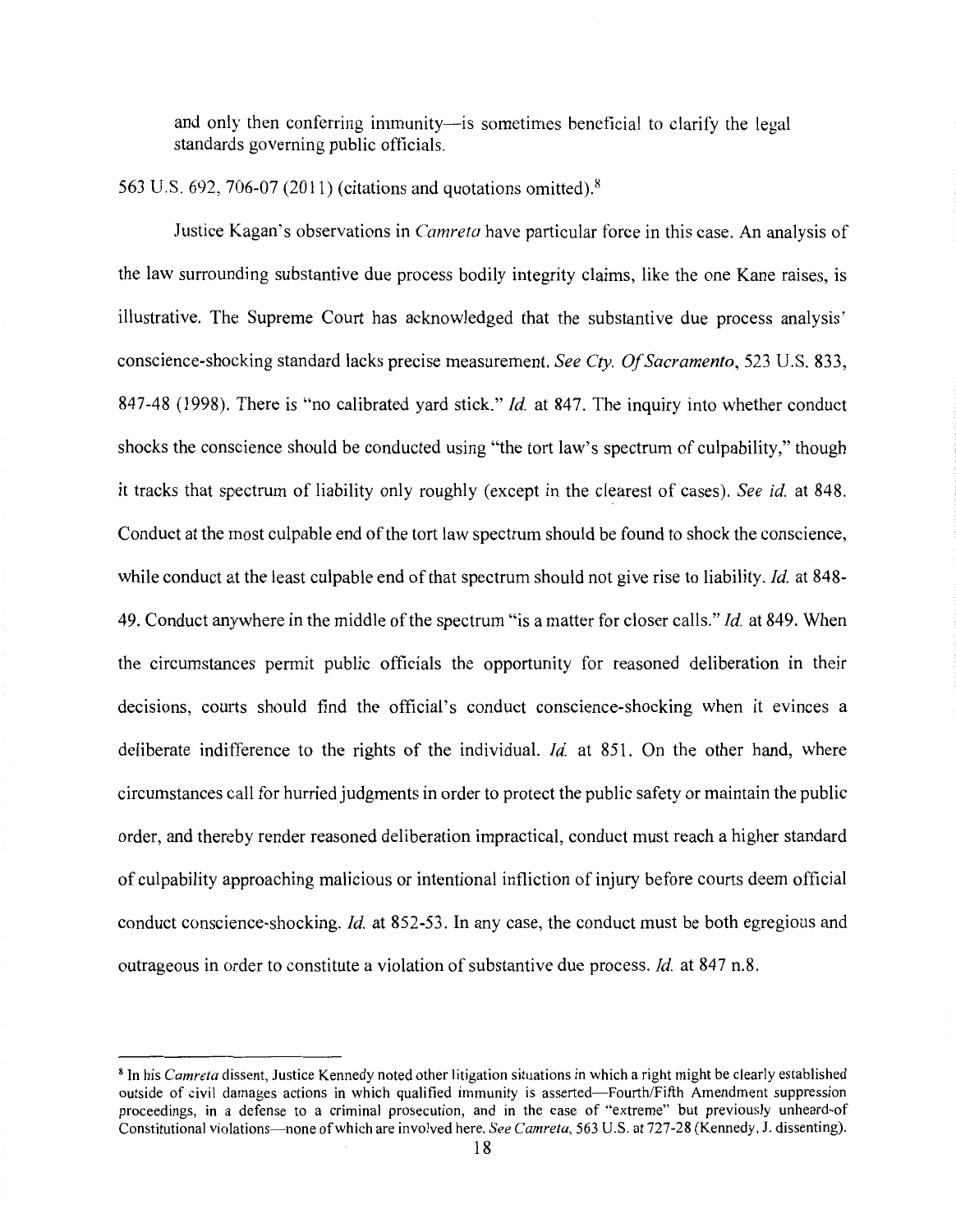> and only then conferring immunity—is sometimes beneficial to clarify the legal standards governing public officials.

563 U.S. 692, 706-07 (2011) (citations and quotations omitted).[8]

Justice Kagan's observations in *Camreta* have particular force in this case. An analysis of the law surrounding substantive due process bodily integrity claims, like the one Kane raises, is illustrative. The Supreme Court has acknowledged that the substantive due process analysis' conscience-shocking standard lacks precise measurement. *See Cty. Of Sacramento*, 523 U.S. 833, 847-48 (1998). There is "no calibrated yard stick." *Id.* at 847. The inquiry into whether conduct shocks the conscience should be conducted using "the tort law's spectrum of culpability," though it tracks that spectrum of liability only roughly (except in the clearest of cases). *See id.* at 848. Conduct at the most culpable end of the tort law spectrum should be found to shock the conscience, while conduct at the least culpable end of that spectrum should not give rise to liability. *Id.* at 848-49. Conduct anywhere in the middle of the spectrum "is a matter for closer calls." *Id.* at 849. When the circumstances permit public officials the opportunity for reasoned deliberation in their decisions, courts should find the official's conduct conscience-shocking when it evinces a deliberate indifference to the rights of the individual. *Id.* at 851. On the other hand, where circumstances call for hurried judgments in order to protect the public safety or maintain the public order, and thereby render reasoned deliberation impractical, conduct must reach a higher standard of culpability approaching malicious or intentional infliction of injury before courts deem official conduct conscience-shocking. *Id.* at 852-53. In any case, the conduct must be both egregious and outrageous in order to constitute a violation of substantive due process. *Id.* at 847 n.8.

---

[8] In his *Camreta* dissent, Justice Kennedy noted other litigation situations in which a right might be clearly established outside of civil damages actions in which qualified immunity is asserted—Fourth/Fifth Amendment suppression proceedings, in a defense to a criminal prosecution, and in the case of "extreme" but previously unheard-of Constitutional violations—none of which are involved here. *See Camreta*, 563 U.S. at 727-28 (Kennedy, J. dissenting).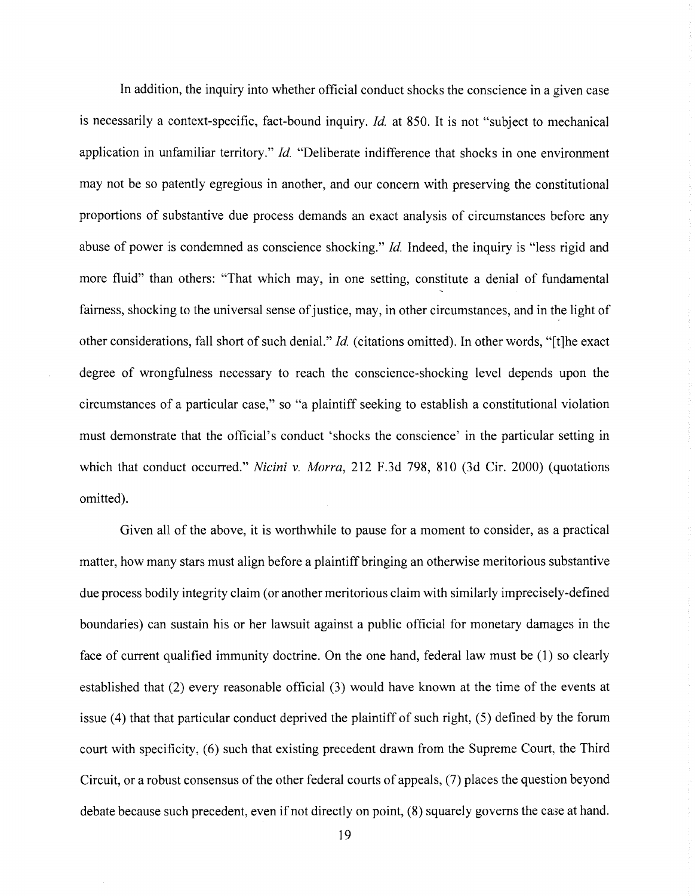In addition, the inquiry into whether official conduct shocks the conscience in a given case is necessarily a context-specific, fact-bound inquiry. *Id.* at 850. It is not "subject to mechanical application in unfamiliar territory." *Id.* "Deliberate indifference that shocks in one environment may not be so patently egregious in another, and our concern with preserving the constitutional proportions of substantive due process demands an exact analysis of circumstances before any abuse of power is condemned as conscience shocking." *Id.* Indeed, the inquiry is "less rigid and more fluid" than others: "That which may, in one setting, constitute a denial of fundamental fairness, shocking to the universal sense of justice, may, in other circumstances, and in the light of other considerations, fall short of such denial." *Id.* (citations omitted). In other words, "[t]he exact degree of wrongfulness necessary to reach the conscience-shocking level depends upon the circumstances of a particular case," so "a plaintiff seeking to establish a constitutional violation must demonstrate that the official's conduct 'shocks the conscience' in the particular setting in which that conduct occurred." *Nicini v. Morra*, 212 F.3d 798, 810 (3d Cir. 2000) (quotations omitted).

Given all of the above, it is worthwhile to pause for a moment to consider, as a practical matter, how many stars must align before a plaintiff bringing an otherwise meritorious substantive due process bodily integrity claim (or another meritorious claim with similarly imprecisely-defined boundaries) can sustain his or her lawsuit against a public official for monetary damages in the face of current qualified immunity doctrine. On the one hand, federal law must be (1) so clearly established that (2) every reasonable official (3) would have known at the time of the events at issue (4) that that particular conduct deprived the plaintiff of such right, (5) defined by the forum court with specificity, (6) such that existing precedent drawn from the Supreme Court, the Third Circuit, or a robust consensus of the other federal courts of appeals, (7) places the question beyond debate because such precedent, even if not directly on point, (8) squarely governs the case at hand.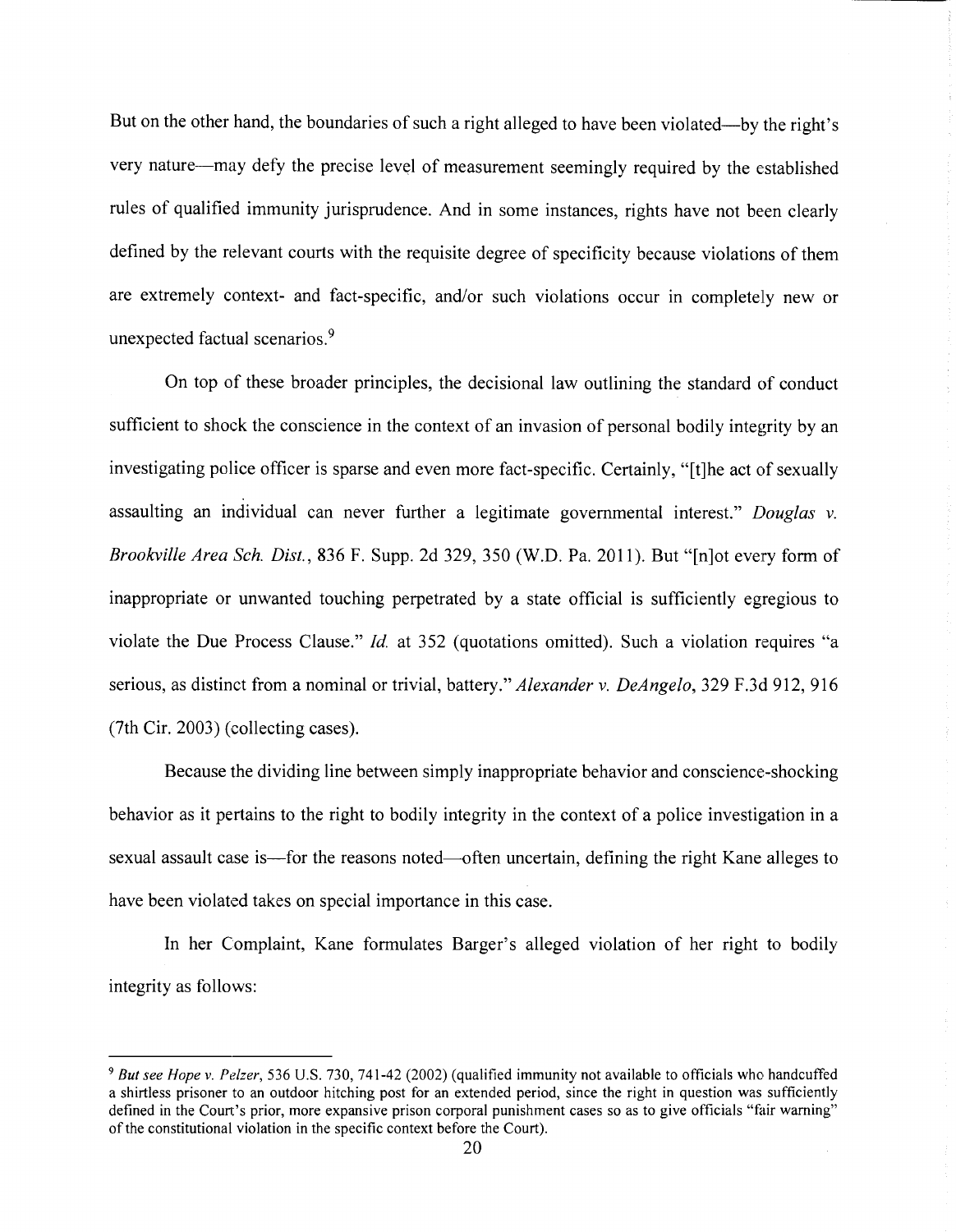But on the other hand, the boundaries of such a right alleged to have been violated—by the right's very nature—may defy the precise level of measurement seemingly required by the established rules of qualified immunity jurisprudence. And in some instances, rights have not been clearly defined by the relevant courts with the requisite degree of specificity because violations of them are extremely context- and fact-specific, and/or such violations occur in completely new or unexpected factual scenarios.[9]

On top of these broader principles, the decisional law outlining the standard of conduct sufficient to shock the conscience in the context of an invasion of personal bodily integrity by an investigating police officer is sparse and even more fact-specific. Certainly, "[t]he act of sexually assaulting an individual can never further a legitimate governmental interest." *Douglas v. Brookville Area Sch. Dist.*, 836 F. Supp. 2d 329, 350 (W.D. Pa. 2011). But "[n]ot every form of inappropriate or unwanted touching perpetrated by a state official is sufficiently egregious to violate the Due Process Clause." *Id.* at 352 (quotations omitted). Such a violation requires "a serious, as distinct from a nominal or trivial, battery." *Alexander v. DeAngelo*, 329 F.3d 912, 916 (7th Cir. 2003) (collecting cases).

Because the dividing line between simply inappropriate behavior and conscience-shocking behavior as it pertains to the right to bodily integrity in the context of a police investigation in a sexual assault case is—for the reasons noted—often uncertain, defining the right Kane alleges to have been violated takes on special importance in this case.

In her Complaint, Kane formulates Barger's alleged violation of her right to bodily integrity as follows:

---

[9] *But see Hope v. Pelzer*, 536 U.S. 730, 741-42 (2002) (qualified immunity not available to officials who handcuffed a shirtless prisoner to an outdoor hitching post for an extended period, since the right in question was sufficiently defined in the Court's prior, more expansive prison corporal punishment cases so as to give officials "fair warning" of the constitutional violation in the specific context before the Court).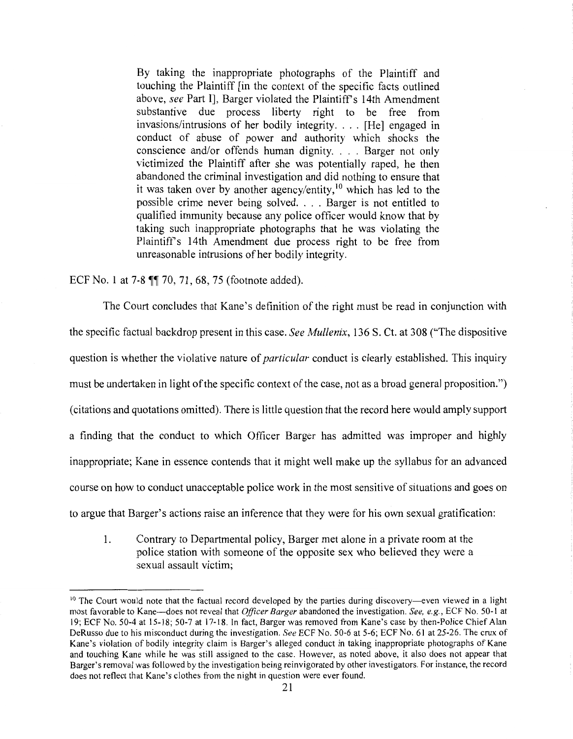> By taking the inappropriate photographs of the Plaintiff and touching the Plaintiff [in the context of the specific facts outlined above, *see* Part I], Barger violated the Plaintiff's 14th Amendment substantive due process liberty right to be free from invasions/intrusions of her bodily integrity. . . . [He] engaged in conduct of abuse of power and authority which shocks the conscience and/or offends human dignity. . . . Barger not only victimized the Plaintiff after she was potentially raped, he then abandoned the criminal investigation and did nothing to ensure that it was taken over by another agency/entity,[10] which has led to the possible crime never being solved. . . . Barger is not entitled to qualified immunity because any police officer would know that by taking such inappropriate photographs that he was violating the Plaintiff's 14th Amendment due process right to be free from unreasonable intrusions of her bodily integrity.

ECF No. 1 at 7-8 ¶¶ 70, 71, 68, 75 (footnote added).

The Court concludes that Kane's definition of the right must be read in conjunction with the specific factual backdrop present in this case. *See Mullenix*, 136 S. Ct. at 308 ("The dispositive question is whether the violative nature of *particular* conduct is clearly established. This inquiry must be undertaken in light of the specific context of the case, not as a broad general proposition.") (citations and quotations omitted). There is little question that the record here would amply support a finding that the conduct to which Officer Barger has admitted was improper and highly inappropriate; Kane in essence contends that it might well make up the syllabus for an advanced course on how to conduct unacceptable police work in the most sensitive of situations and goes on to argue that Barger's actions raise an inference that they were for his own sexual gratification:

1. Contrary to Departmental policy, Barger met alone in a private room at the police station with someone of the opposite sex who believed they were a sexual assault victim;

---

[10] The Court would note that the factual record developed by the parties during discovery—even viewed in a light most favorable to Kane—does not reveal that *Officer Barger* abandoned the investigation. *See, e.g.*, ECF No. 50-1 at 19; ECF No. 50-4 at 15-18; 50-7 at 17-18. In fact, Barger was removed from Kane's case by then-Police Chief Alan DeRusso due to his misconduct during the investigation. *See* ECF No. 50-6 at 5-6; ECF No. 61 at 25-26. The crux of Kane's violation of bodily integrity claim is Barger's alleged conduct in taking inappropriate photographs of Kane and touching Kane while he was still assigned to the case. However, as noted above, it also does not appear that Barger's removal was followed by the investigation being reinvigorated by other investigators. For instance, the record does not reflect that Kane's clothes from the night in question were ever found.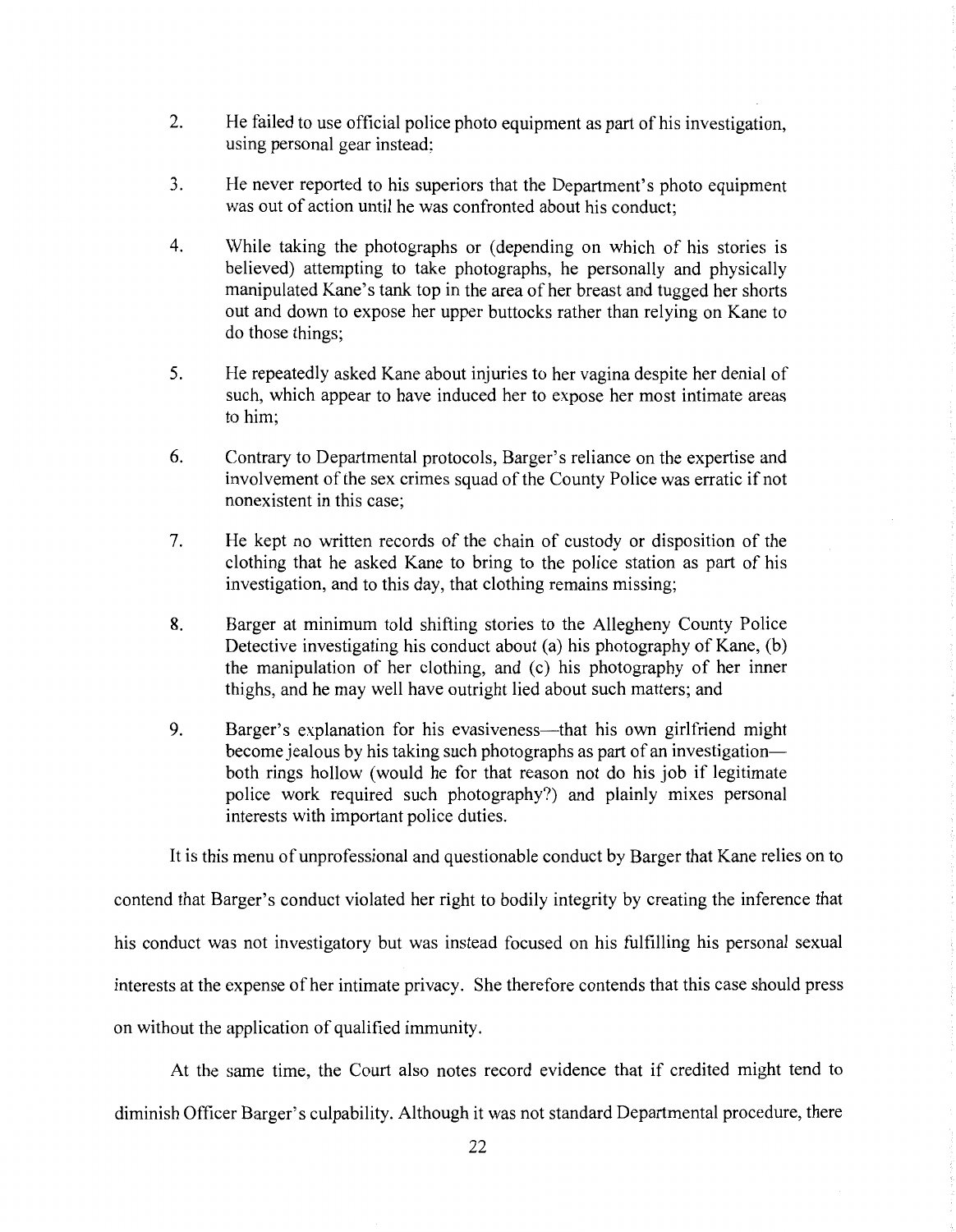2. He failed to use official police photo equipment as part of his investigation, using personal gear instead;

3. He never reported to his superiors that the Department's photo equipment was out of action until he was confronted about his conduct;

4. While taking the photographs or (depending on which of his stories is believed) attempting to take photographs, he personally and physically manipulated Kane's tank top in the area of her breast and tugged her shorts out and down to expose her upper buttocks rather than relying on Kane to do those things;

5. He repeatedly asked Kane about injuries to her vagina despite her denial of such, which appear to have induced her to expose her most intimate areas to him;

6. Contrary to Departmental protocols, Barger's reliance on the expertise and involvement of the sex crimes squad of the County Police was erratic if not nonexistent in this case;

7. He kept no written records of the chain of custody or disposition of the clothing that he asked Kane to bring to the police station as part of his investigation, and to this day, that clothing remains missing;

8. Barger at minimum told shifting stories to the Allegheny County Police Detective investigating his conduct about (a) his photography of Kane, (b) the manipulation of her clothing, and (c) his photography of her inner thighs, and he may well have outright lied about such matters; and

9. Barger's explanation for his evasiveness—that his own girlfriend might become jealous by his taking such photographs as part of an investigation—both rings hollow (would he for that reason not do his job if legitimate police work required such photography?) and plainly mixes personal interests with important police duties.

It is this menu of unprofessional and questionable conduct by Barger that Kane relies on to contend that Barger's conduct violated her right to bodily integrity by creating the inference that his conduct was not investigatory but was instead focused on his fulfilling his personal sexual interests at the expense of her intimate privacy. She therefore contends that this case should press on without the application of qualified immunity.

At the same time, the Court also notes record evidence that if credited might tend to diminish Officer Barger's culpability. Although it was not standard Departmental procedure, there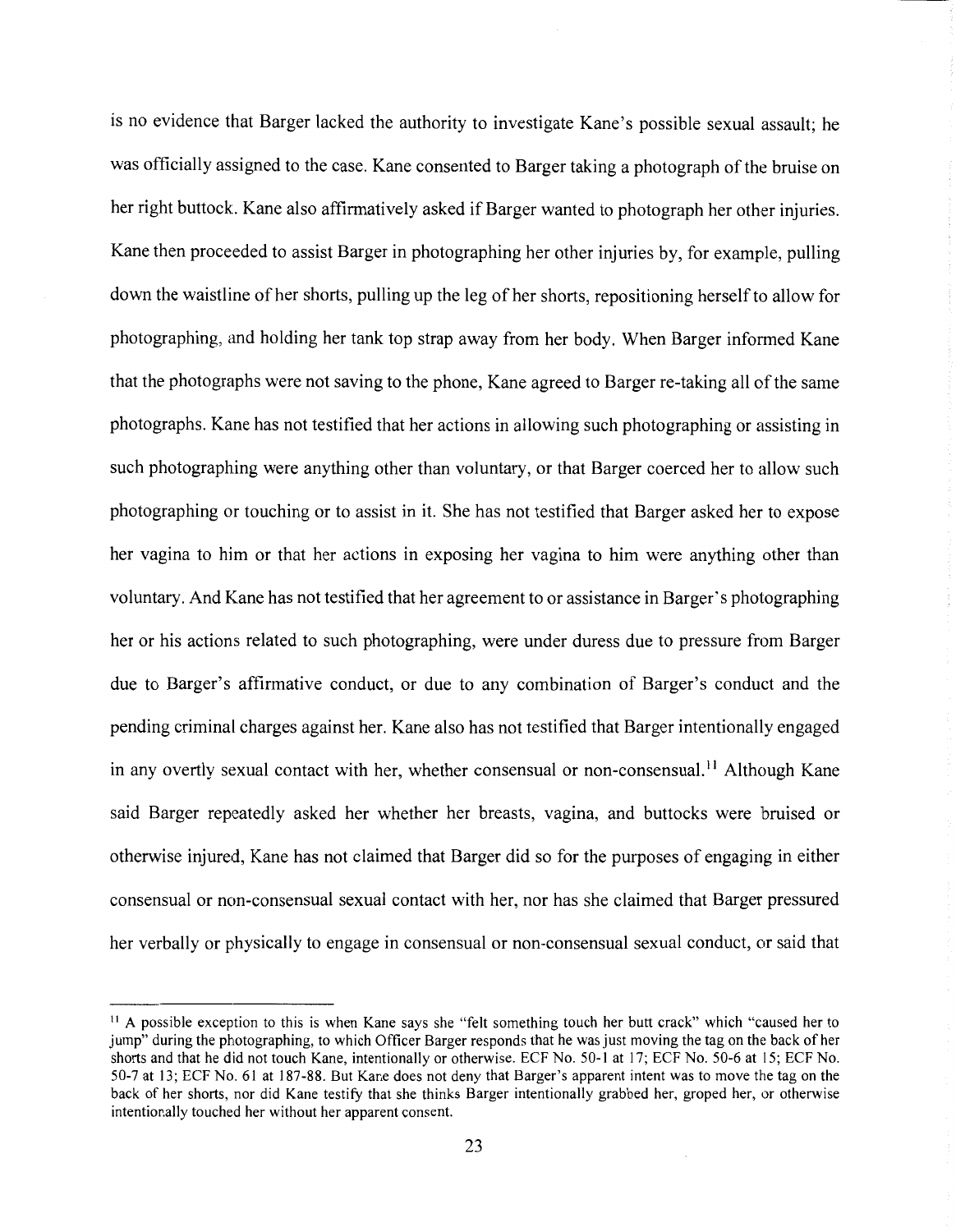is no evidence that Barger lacked the authority to investigate Kane's possible sexual assault; he was officially assigned to the case. Kane consented to Barger taking a photograph of the bruise on her right buttock. Kane also affirmatively asked if Barger wanted to photograph her other injuries. Kane then proceeded to assist Barger in photographing her other injuries by, for example, pulling down the waistline of her shorts, pulling up the leg of her shorts, repositioning herself to allow for photographing, and holding her tank top strap away from her body. When Barger informed Kane that the photographs were not saving to the phone, Kane agreed to Barger re-taking all of the same photographs. Kane has not testified that her actions in allowing such photographing or assisting in such photographing were anything other than voluntary, or that Barger coerced her to allow such photographing or touching or to assist in it. She has not testified that Barger asked her to expose her vagina to him or that her actions in exposing her vagina to him were anything other than voluntary. And Kane has not testified that her agreement to or assistance in Barger's photographing her or his actions related to such photographing, were under duress due to pressure from Barger due to Barger's affirmative conduct, or due to any combination of Barger's conduct and the pending criminal charges against her. Kane also has not testified that Barger intentionally engaged in any overtly sexual contact with her, whether consensual or non-consensual.[11] Although Kane said Barger repeatedly asked her whether her breasts, vagina, and buttocks were bruised or otherwise injured, Kane has not claimed that Barger did so for the purposes of engaging in either consensual or non-consensual sexual contact with her, nor has she claimed that Barger pressured her verbally or physically to engage in consensual or non-consensual sexual conduct, or said that

---

[11] A possible exception to this is when Kane says she "felt something touch her butt crack" which "caused her to jump" during the photographing, to which Officer Barger responds that he was just moving the tag on the back of her shorts and that he did not touch Kane, intentionally or otherwise. ECF No. 50-1 at 17; ECF No. 50-6 at 15; ECF No. 50-7 at 13; ECF No. 61 at 187-88. But Kane does not deny that Barger's apparent intent was to move the tag on the back of her shorts, nor did Kane testify that she thinks Barger intentionally grabbed her, groped her, or otherwise intentionally touched her without her apparent consent.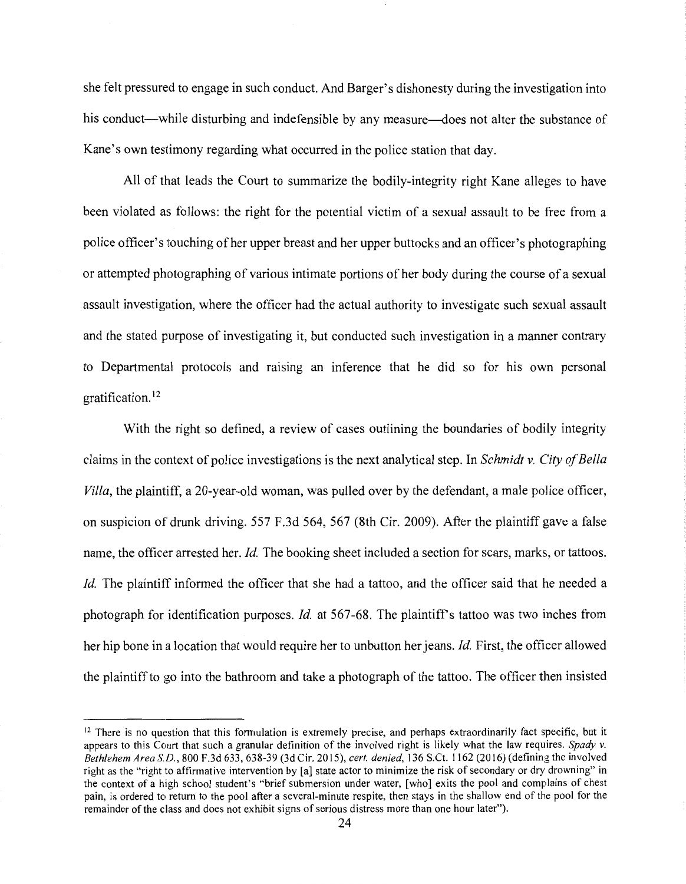she felt pressured to engage in such conduct. And Barger's dishonesty during the investigation into his conduct—while disturbing and indefensible by any measure—does not alter the substance of Kane's own testimony regarding what occurred in the police station that day.

All of that leads the Court to summarize the bodily-integrity right Kane alleges to have been violated as follows: the right for the potential victim of a sexual assault to be free from a police officer's touching of her upper breast and her upper buttocks and an officer's photographing or attempted photographing of various intimate portions of her body during the course of a sexual assault investigation, where the officer had the actual authority to investigate such sexual assault and the stated purpose of investigating it, but conducted such investigation in a manner contrary to Departmental protocols and raising an inference that he did so for his own personal gratification.[12]

With the right so defined, a review of cases outlining the boundaries of bodily integrity claims in the context of police investigations is the next analytical step. In *Schmidt v. City of Bella Villa*, the plaintiff, a 20-year-old woman, was pulled over by the defendant, a male police officer, on suspicion of drunk driving. 557 F.3d 564, 567 (8th Cir. 2009). After the plaintiff gave a false name, the officer arrested her. *Id.* The booking sheet included a section for scars, marks, or tattoos. *Id.* The plaintiff informed the officer that she had a tattoo, and the officer said that he needed a photograph for identification purposes. *Id.* at 567-68. The plaintiff's tattoo was two inches from her hip bone in a location that would require her to unbutton her jeans. *Id.* First, the officer allowed the plaintiff to go into the bathroom and take a photograph of the tattoo. The officer then insisted

---

[12] There is no question that this formulation is extremely precise, and perhaps extraordinarily fact specific, but it appears to this Court that such a granular definition of the involved right is likely what the law requires. *Spady v. Bethlehem Area S.D.*, 800 F.3d 633, 638-39 (3d Cir. 2015), *cert. denied*, 136 S.Ct. 1162 (2016) (defining the involved right as the "right to affirmative intervention by [a] state actor to minimize the risk of secondary or dry drowning" in the context of a high school student's "brief submersion under water, [who] exits the pool and complains of chest pain, is ordered to return to the pool after a several-minute respite, then stays in the shallow end of the pool for the remainder of the class and does not exhibit signs of serious distress more than one hour later").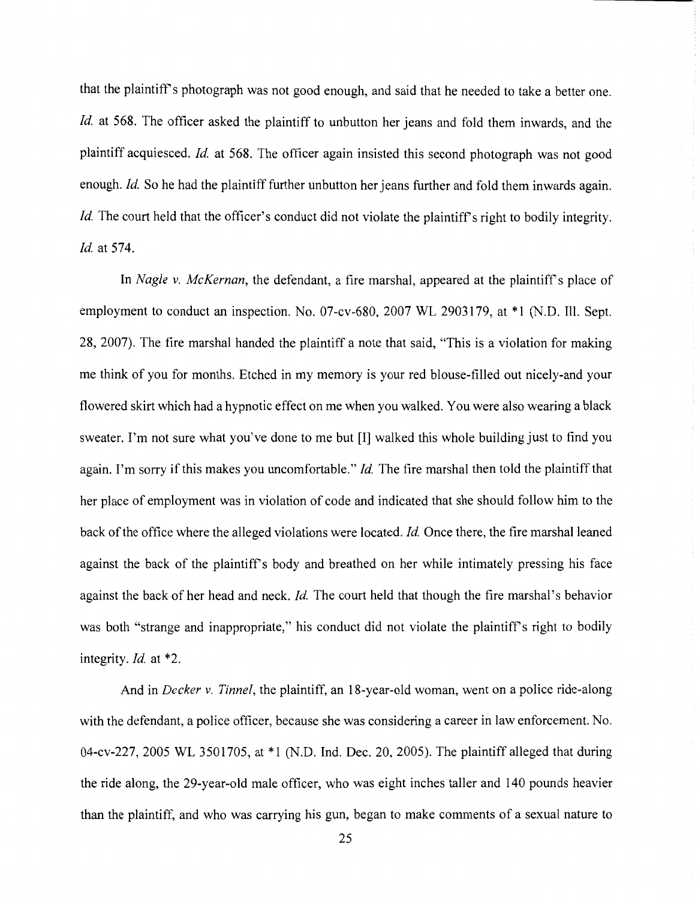that the plaintiff's photograph was not good enough, and said that he needed to take a better one. *Id.* at 568. The officer asked the plaintiff to unbutton her jeans and fold them inwards, and the plaintiff acquiesced. *Id.* at 568. The officer again insisted this second photograph was not good enough. *Id.* So he had the plaintiff further unbutton her jeans further and fold them inwards again. *Id.* The court held that the officer's conduct did not violate the plaintiff's right to bodily integrity. *Id.* at 574.

In *Nagle v. McKernan*, the defendant, a fire marshal, appeared at the plaintiff's place of employment to conduct an inspection. No. 07-cv-680, 2007 WL 2903179, at *1 (N.D. Ill. Sept. 28, 2007). The fire marshal handed the plaintiff a note that said, "This is a violation for making me think of you for months. Etched in my memory is your red blouse-filled out nicely-and your flowered skirt which had a hypnotic effect on me when you walked. You were also wearing a black sweater. I'm not sure what you've done to me but [I] walked this whole building just to find you again. I'm sorry if this makes you uncomfortable." *Id.* The fire marshal then told the plaintiff that her place of employment was in violation of code and indicated that she should follow him to the back of the office where the alleged violations were located. *Id.* Once there, the fire marshal leaned against the back of the plaintiff's body and breathed on her while intimately pressing his face against the back of her head and neck. *Id.* The court held that though the fire marshal's behavior was both "strange and inappropriate," his conduct did not violate the plaintiff's right to bodily integrity. *Id.* at *2.

And in *Decker v. Tinnel*, the plaintiff, an 18-year-old woman, went on a police ride-along with the defendant, a police officer, because she was considering a career in law enforcement. No. 04-cv-227, 2005 WL 3501705, at *1 (N.D. Ind. Dec. 20, 2005). The plaintiff alleged that during the ride along, the 29-year-old male officer, who was eight inches taller and 140 pounds heavier than the plaintiff, and who was carrying his gun, began to make comments of a sexual nature to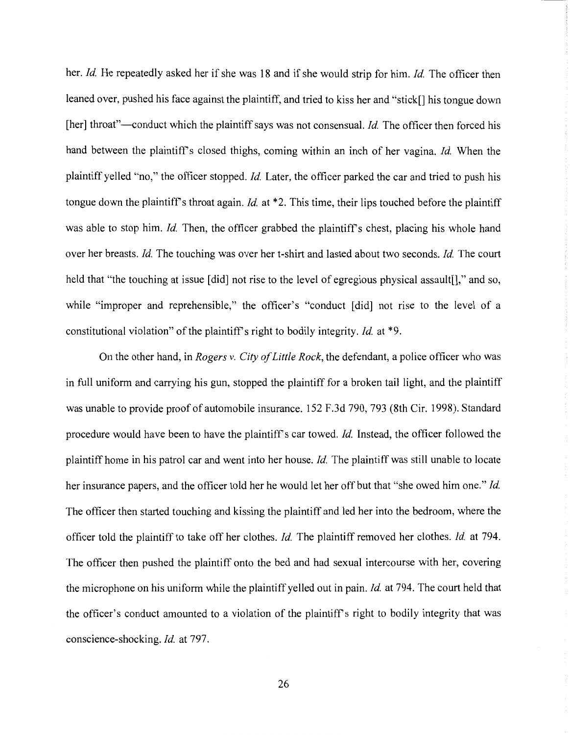her. *Id.* He repeatedly asked her if she was 18 and if she would strip for him. *Id.* The officer then leaned over, pushed his face against the plaintiff, and tried to kiss her and "stick[] his tongue down [her] throat"—conduct which the plaintiff says was not consensual. *Id.* The officer then forced his hand between the plaintiff's closed thighs, coming within an inch of her vagina. *Id.* When the plaintiff yelled "no," the officer stopped. *Id.* Later, the officer parked the car and tried to push his tongue down the plaintiff's throat again. *Id.* at *2. This time, their lips touched before the plaintiff was able to stop him. *Id.* Then, the officer grabbed the plaintiff's chest, placing his whole hand over her breasts. *Id.* The touching was over her t-shirt and lasted about two seconds. *Id.* The court held that "the touching at issue [did] not rise to the level of egregious physical assault[]," and so, while "improper and reprehensible," the officer's "conduct [did] not rise to the level of a constitutional violation" of the plaintiff's right to bodily integrity. *Id.* at *9.

On the other hand, in *Rogers v. City of Little Rock*, the defendant, a police officer who was in full uniform and carrying his gun, stopped the plaintiff for a broken tail light, and the plaintiff was unable to provide proof of automobile insurance. 152 F.3d 790, 793 (8th Cir. 1998). Standard procedure would have been to have the plaintiff's car towed. *Id.* Instead, the officer followed the plaintiff home in his patrol car and went into her house. *Id.* The plaintiff was still unable to locate her insurance papers, and the officer told her he would let her off but that "she owed him one." *Id.* The officer then started touching and kissing the plaintiff and led her into the bedroom, where the officer told the plaintiff to take off her clothes. *Id.* The plaintiff removed her clothes. *Id.* at 794. The officer then pushed the plaintiff onto the bed and had sexual intercourse with her, covering the microphone on his uniform while the plaintiff yelled out in pain. *Id.* at 794. The court held that the officer's conduct amounted to a violation of the plaintiff's right to bodily integrity that was conscience-shocking. *Id.* at 797.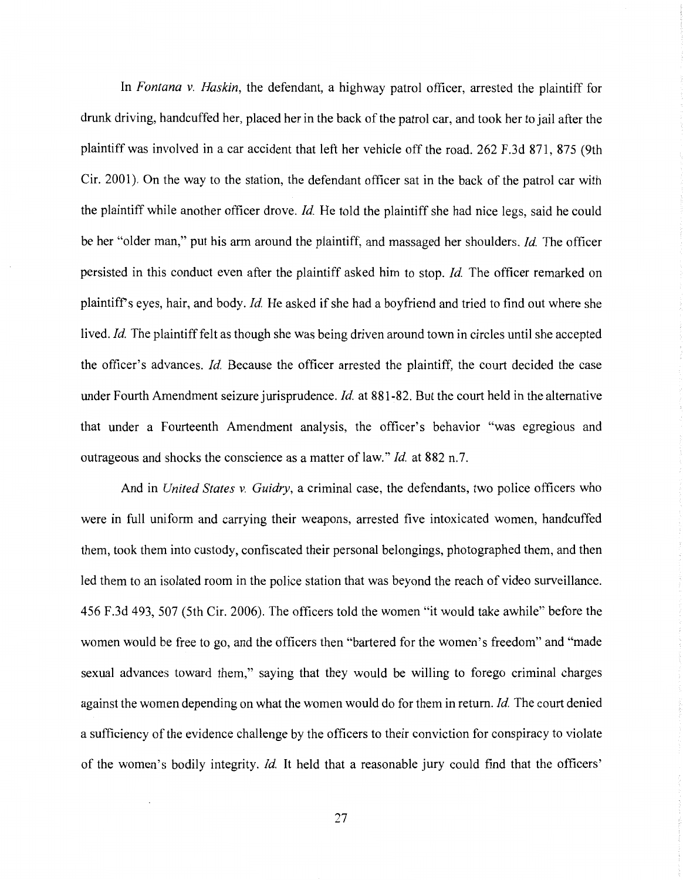In *Fontana v. Haskin*, the defendant, a highway patrol officer, arrested the plaintiff for drunk driving, handcuffed her, placed her in the back of the patrol car, and took her to jail after the plaintiff was involved in a car accident that left her vehicle off the road. 262 F.3d 871, 875 (9th Cir. 2001). On the way to the station, the defendant officer sat in the back of the patrol car with the plaintiff while another officer drove. *Id.* He told the plaintiff she had nice legs, said he could be her "older man," put his arm around the plaintiff, and massaged her shoulders. *Id.* The officer persisted in this conduct even after the plaintiff asked him to stop. *Id.* The officer remarked on plaintiff's eyes, hair, and body. *Id.* He asked if she had a boyfriend and tried to find out where she lived. *Id.* The plaintiff felt as though she was being driven around town in circles until she accepted the officer's advances. *Id.* Because the officer arrested the plaintiff, the court decided the case under Fourth Amendment seizure jurisprudence. *Id.* at 881-82. But the court held in the alternative that under a Fourteenth Amendment analysis, the officer's behavior "was egregious and outrageous and shocks the conscience as a matter of law." *Id.* at 882 n.7.

And in *United States v. Guidry*, a criminal case, the defendants, two police officers who were in full uniform and carrying their weapons, arrested five intoxicated women, handcuffed them, took them into custody, confiscated their personal belongings, photographed them, and then led them to an isolated room in the police station that was beyond the reach of video surveillance. 456 F.3d 493, 507 (5th Cir. 2006). The officers told the women "it would take awhile" before the women would be free to go, and the officers then "bartered for the women's freedom" and "made sexual advances toward them," saying that they would be willing to forego criminal charges against the women depending on what the women would do for them in return. *Id.* The court denied a sufficiency of the evidence challenge by the officers to their conviction for conspiracy to violate of the women's bodily integrity. *Id.* It held that a reasonable jury could find that the officers'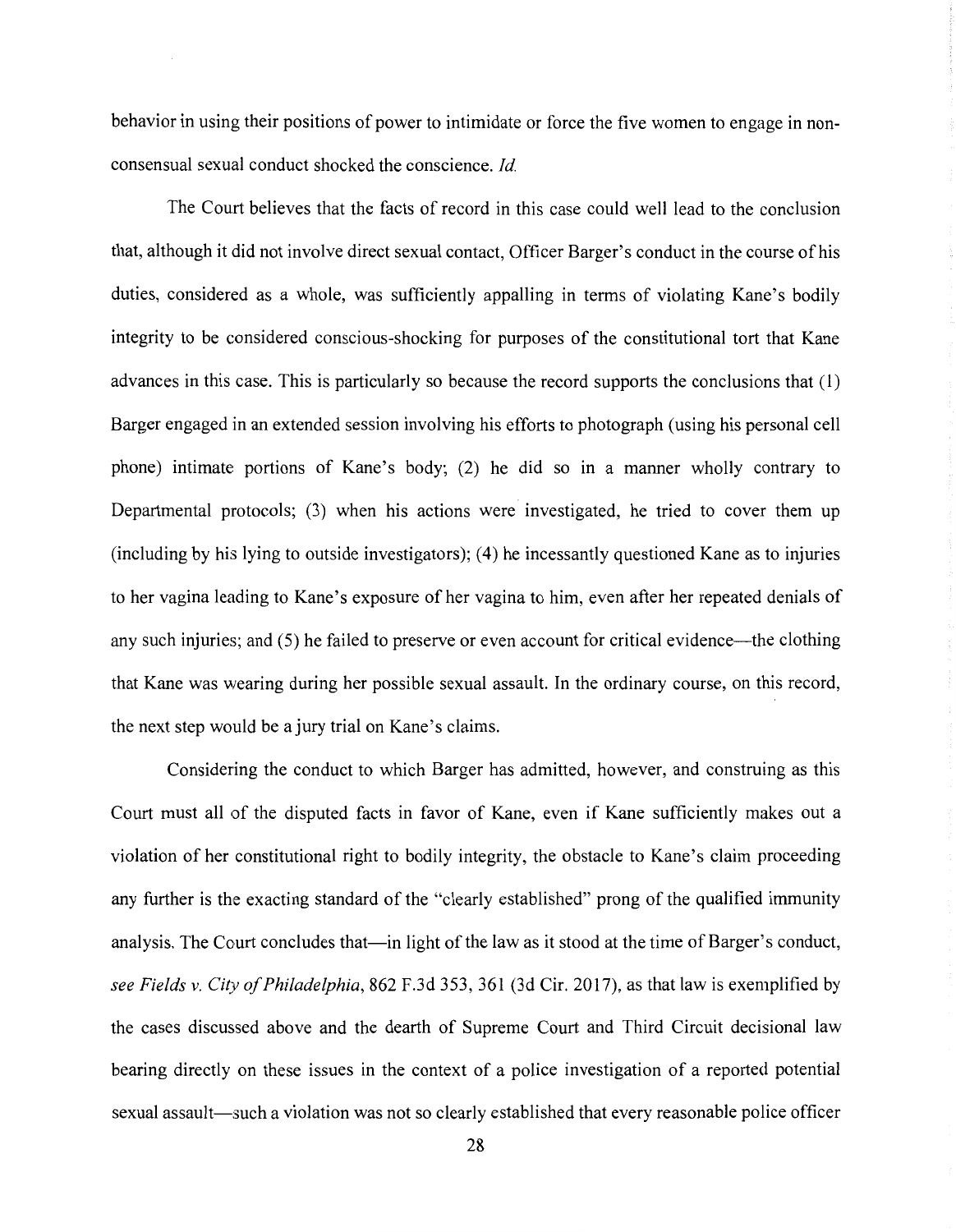behavior in using their positions of power to intimidate or force the five women to engage in non-consensual sexual conduct shocked the conscience. *Id.*

The Court believes that the facts of record in this case could well lead to the conclusion that, although it did not involve direct sexual contact, Officer Barger's conduct in the course of his duties, considered as a whole, was sufficiently appalling in terms of violating Kane's bodily integrity to be considered conscious-shocking for purposes of the constitutional tort that Kane advances in this case. This is particularly so because the record supports the conclusions that (1) Barger engaged in an extended session involving his efforts to photograph (using his personal cell phone) intimate portions of Kane's body; (2) he did so in a manner wholly contrary to Departmental protocols; (3) when his actions were investigated, he tried to cover them up (including by his lying to outside investigators); (4) he incessantly questioned Kane as to injuries to her vagina leading to Kane's exposure of her vagina to him, even after her repeated denials of any such injuries; and (5) he failed to preserve or even account for critical evidence—the clothing that Kane was wearing during her possible sexual assault. In the ordinary course, on this record, the next step would be a jury trial on Kane's claims.

Considering the conduct to which Barger has admitted, however, and construing as this Court must all of the disputed facts in favor of Kane, even if Kane sufficiently makes out a violation of her constitutional right to bodily integrity, the obstacle to Kane's claim proceeding any further is the exacting standard of the "clearly established" prong of the qualified immunity analysis. The Court concludes that—in light of the law as it stood at the time of Barger's conduct, *see Fields v. City of Philadelphia*, 862 F.3d 353, 361 (3d Cir. 2017), as that law is exemplified by the cases discussed above and the dearth of Supreme Court and Third Circuit decisional law bearing directly on these issues in the context of a police investigation of a reported potential sexual assault—such a violation was not so clearly established that every reasonable police officer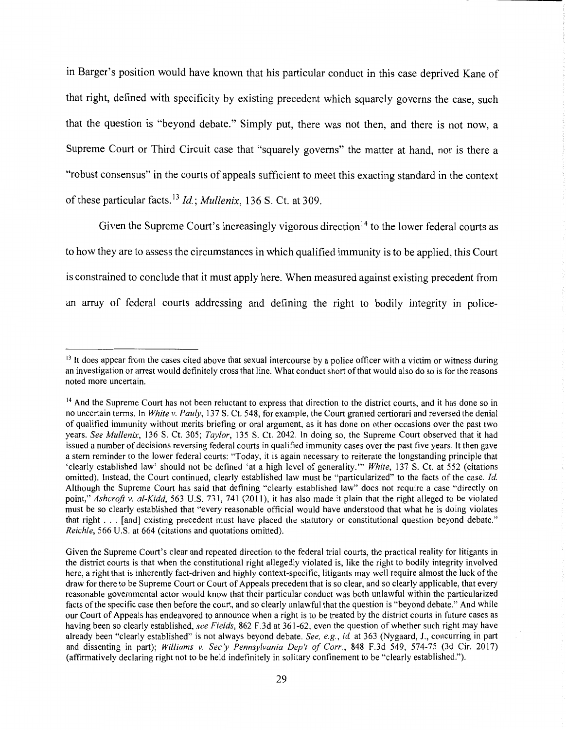in Barger's position would have known that his particular conduct in this case deprived Kane of that right, defined with specificity by existing precedent which squarely governs the case, such that the question is "beyond debate." Simply put, there was not then, and there is not now, a Supreme Court or Third Circuit case that "squarely governs" the matter at hand, nor is there a "robust consensus" in the courts of appeals sufficient to meet this exacting standard in the context of these particular facts.[13] *Id.*; *Mullenix*, 136 S. Ct. at 309.

Given the Supreme Court's increasingly vigorous direction[14] to the lower federal courts as to how they are to assess the circumstances in which qualified immunity is to be applied, this Court is constrained to conclude that it must apply here. When measured against existing precedent from an array of federal courts addressing and defining the right to bodily integrity in police-

---

[13] It does appear from the cases cited above that sexual intercourse by a police officer with a victim or witness during an investigation or arrest would definitely cross that line. What conduct short of that would also do so is for the reasons noted more uncertain.

[14] And the Supreme Court has not been reluctant to express that direction to the district courts, and it has done so in no uncertain terms. In *White v. Pauly*, 137 S. Ct. 548, for example, the Court granted certiorari and reversed the denial of qualified immunity without merits briefing or oral argument, as it has done on other occasions over the past two years. *See Mullenix*, 136 S. Ct. 305; *Taylor*, 135 S. Ct. 2042. In doing so, the Supreme Court observed that it had issued a number of decisions reversing federal courts in qualified immunity cases over the past five years. It then gave a stern reminder to the lower federal courts: "Today, it is again necessary to reiterate the longstanding principle that 'clearly established law' should not be defined 'at a high level of generality.'" *White*, 137 S. Ct. at 552 (citations omitted). Instead, the Court continued, clearly established law must be "particularized" to the facts of the case. *Id.* Although the Supreme Court has said that defining "clearly established law" does not require a case "directly on point," *Ashcroft v. al-Kidd*, 563 U.S. 731, 741 (2011), it has also made it plain that the right alleged to be violated must be so clearly established that "every reasonable official would have understood that what he is doing violates that right . . . [and] existing precedent must have placed the statutory or constitutional question beyond debate." *Reichle*, 566 U.S. at 664 (citations and quotations omitted).

Given the Supreme Court's clear and repeated direction to the federal trial courts, the practical reality for litigants in the district courts is that when the constitutional right allegedly violated is, like the right to bodily integrity involved here, a right that is inherently fact-driven and highly context-specific, litigants may well require almost the luck of the draw for there to be Supreme Court or Court of Appeals precedent that is so clear, and so clearly applicable, that every reasonable governmental actor would know that their particular conduct was both unlawful within the particularized facts of the specific case then before the court, and so clearly unlawful that the question is "beyond debate." And while our Court of Appeals has endeavored to announce when a right is to be treated by the district courts in future cases as having been so clearly established, *see Fields*, 862 F.3d at 361-62, even the question of whether such right may have already been "clearly established" is not always beyond debate. *See, e.g.*, *id.* at 363 (Nygaard, J., concurring in part and dissenting in part); *Williams v. Sec'y Pennsylvania Dep't of Corr.*, 848 F.3d 549, 574-75 (3d Cir. 2017) (affirmatively declaring right not to be held indefinitely in solitary confinement to be "clearly established.").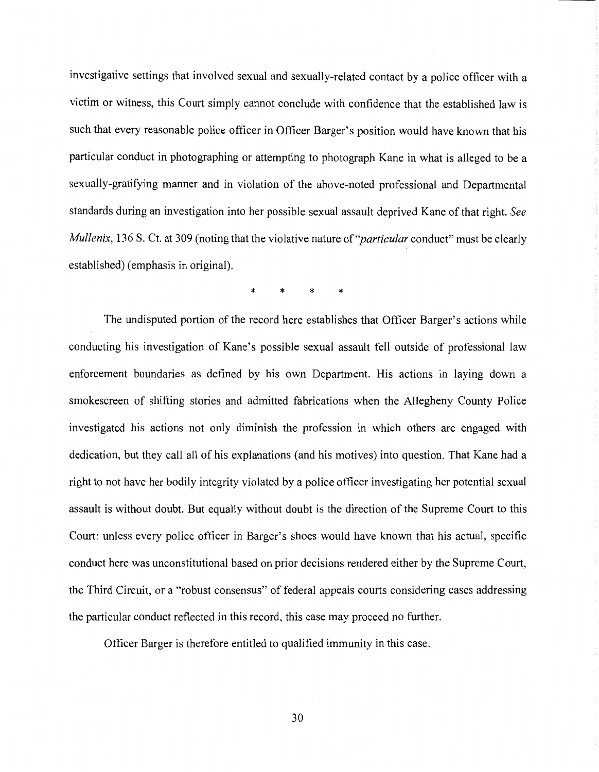investigative settings that involved sexual and sexually-related contact by a police officer with a victim or witness, this Court simply cannot conclude with confidence that the established law is such that every reasonable police officer in Officer Barger's position would have known that his particular conduct in photographing or attempting to photograph Kane in what is alleged to be a sexually-gratifying manner and in violation of the above-noted professional and Departmental standards during an investigation into her possible sexual assault deprived Kane of that right. *See Mullenix*, 136 S. Ct. at 309 (noting that the violative nature of "*particular* conduct" must be clearly established) (emphasis in original).

\* \* \* \*

The undisputed portion of the record here establishes that Officer Barger's actions while conducting his investigation of Kane's possible sexual assault fell outside of professional law enforcement boundaries as defined by his own Department. His actions in laying down a smokescreen of shifting stories and admitted fabrications when the Allegheny County Police investigated his actions not only diminish the profession in which others are engaged with dedication, but they call all of his explanations (and his motives) into question. That Kane had a right to not have her bodily integrity violated by a police officer investigating her potential sexual assault is without doubt. But equally without doubt is the direction of the Supreme Court to this Court: unless every police officer in Barger's shoes would have known that his actual, specific conduct here was unconstitutional based on prior decisions rendered either by the Supreme Court, the Third Circuit, or a "robust consensus" of federal appeals courts considering cases addressing the particular conduct reflected in this record, this case may proceed no further.

Officer Barger is therefore entitled to qualified immunity in this case.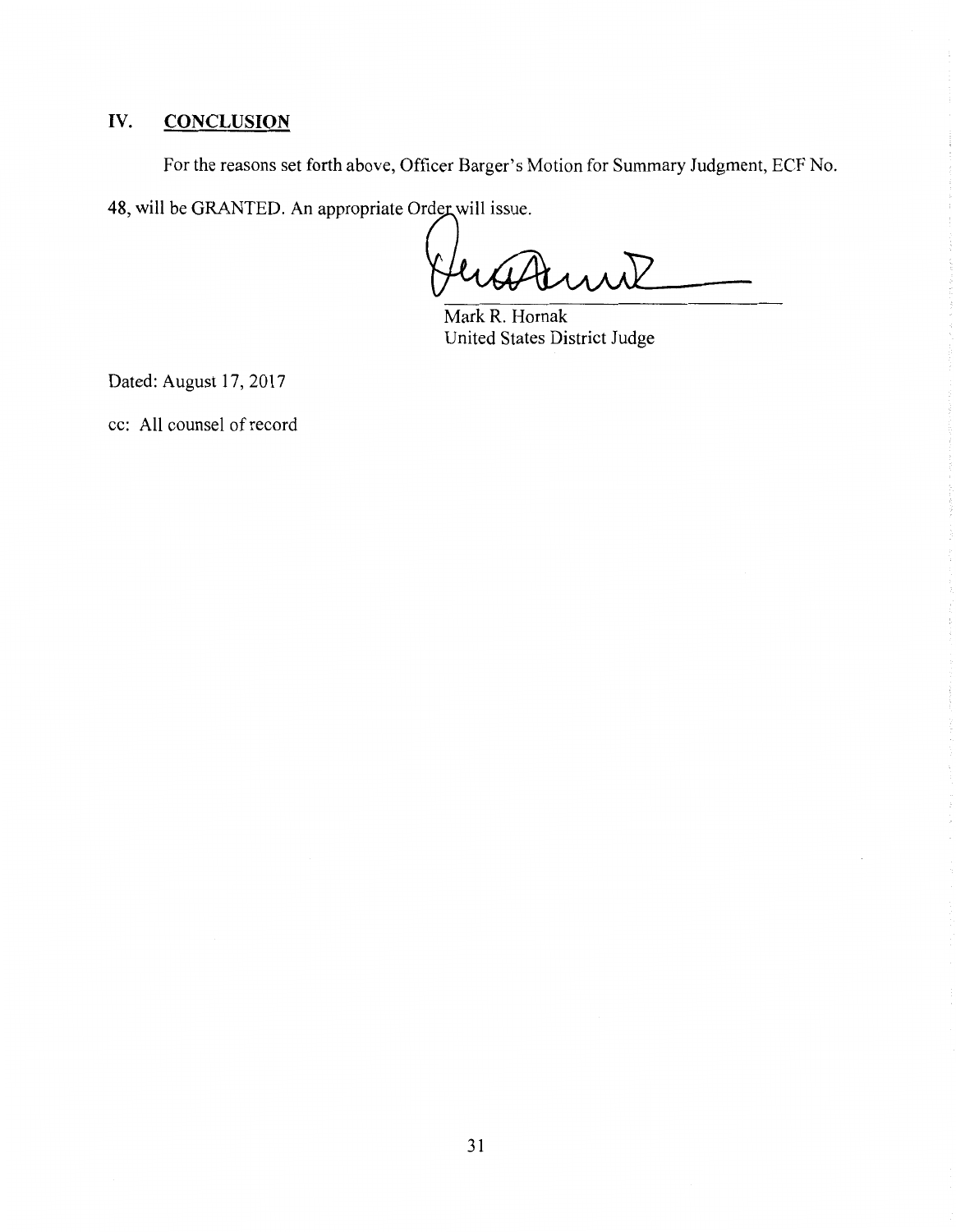## IV. CONCLUSION

For the reasons set forth above, Officer Barger's Motion for Summary Judgment, ECF No. 48, will be GRANTED. An appropriate Order will issue.

Mark R. Hornak  
United States District Judge

Dated: August 17, 2017

cc: All counsel of record